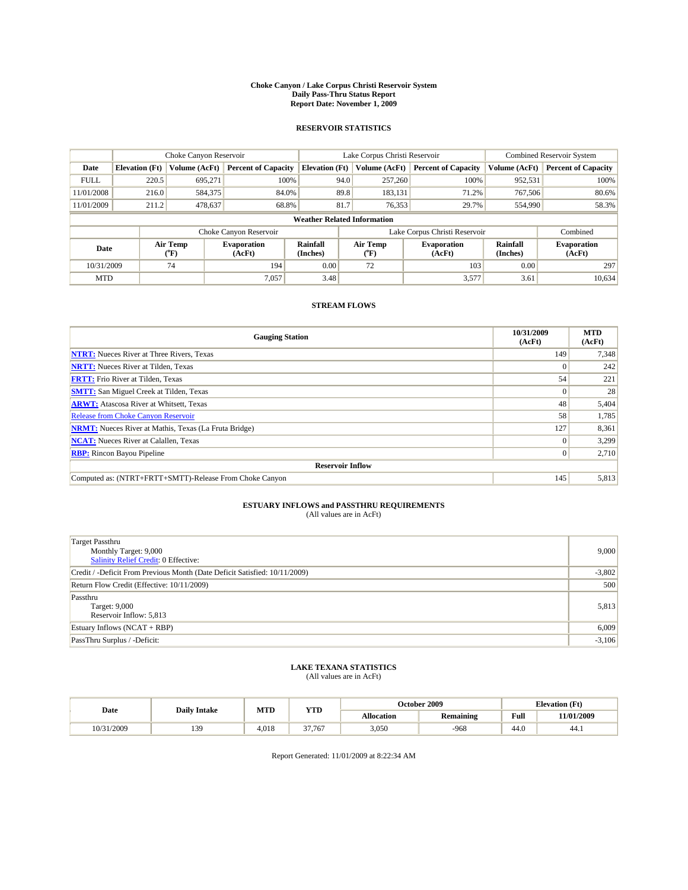**Choke Canyon / Lake Corpus Christi Reservoir System**
**Daily Pass-Thru Status Report**
**Report Date: November 1, 2009**

## RESERVOIR STATISTICS

| | Choke Canyon Reservoir | | | Lake Corpus Christi Reservoir | | | Combined Reservoir System | |
|---|---|---|---|---|---|---|---|---|
| **Date** | **Elevation (Ft)** | **Volume (AcFt)** | **Percent of Capacity** | **Elevation (Ft)** | **Volume (AcFt)** | **Percent of Capacity** | **Volume (AcFt)** | **Percent of Capacity** |
| FULL | 220.5 | 695,271 | 100% | 94.0 | 257,260 | 100% | 952,531 | 100% |
| 11/01/2008 | 216.0 | 584,375 | 84.0% | 89.8 | 183,131 | 71.2% | 767,506 | 80.6% |
| 11/01/2009 | 211.2 | 478,637 | 68.8% | 81.7 | 76,353 | 29.7% | 554,990 | 58.3% |

**Weather Related Information**

| | Choke Canyon Reservoir | | | Lake Corpus Christi Reservoir | | | Combined |
|---|---|---|---|---|---|---|---|
| **Date** | **Air Temp (°F)** | **Evaporation (AcFt)** | **Rainfall (Inches)** | **Air Temp (°F)** | **Evaporation (AcFt)** | **Rainfall (Inches)** | **Evaporation (AcFt)** |
| 10/31/2009 | 74 | 194 | 0.00 | 72 | 103 | 0.00 | 297 |
| MTD | | 7,057 | 3.48 | | 3,577 | 3.61 | 10,634 |

## STREAM FLOWS

| Gauging Station | 10/31/2009 (AcFt) | MTD (AcFt) |
|---|---|---|
| **NTRT:** Nueces River at Three Rivers, Texas | 149 | 7,348 |
| **NRTT:** Nueces River at Tilden, Texas | 0 | 242 |
| **FRTT:** Frio River at Tilden, Texas | 54 | 221 |
| **SMTT:** San Miguel Creek at Tilden, Texas | 0 | 28 |
| **ARWT:** Atascosa River at Whitsett, Texas | 48 | 5,404 |
| Release from Choke Canyon Reservoir | 58 | 1,785 |
| **NRMT:** Nueces River at Mathis, Texas (La Fruta Bridge) | 127 | 8,361 |
| **NCAT:** Nueces River at Calallen, Texas | 0 | 3,299 |
| **RBP:** Rincon Bayou Pipeline | 0 | 2,710 |
| **Reservoir Inflow** | | |
| Computed as: (NTRT+FRTT+SMTT)-Release From Choke Canyon | 145 | 5,813 |

## ESTUARY INFLOWS and PASSTHRU REQUIREMENTS

(All values are in AcFt)

| | |
|---|---|
| Target Passthru<br>Monthly Target: 9,000<br>Salinity Relief Credit: 0 Effective: | 9,000 |
| Credit / -Deficit From Previous Month (Date Deficit Satisfied: 10/11/2009) | -3,802 |
| Return Flow Credit (Effective: 10/11/2009) | 500 |
| Passthru<br>Target: 9,000<br>Reservoir Inflow: 5,813 | 5,813 |
| Estuary Inflows (NCAT + RBP) | 6,009 |
| PassThru Surplus / -Deficit: | -3,106 |

## LAKE TEXANA STATISTICS

(All values are in AcFt)

| Date | Daily Intake | MTD | YTD | October 2009 | | Elevation (Ft) | |
|---|---|---|---|---|---|---|---|
| | | | | **Allocation** | **Remaining** | **Full** | **11/01/2009** |
| 10/31/2009 | 139 | 4,018 | 37,767 | 3,050 | -968 | 44.0 | 44.1 |

Report Generated: 11/01/2009 at 8:22:34 AM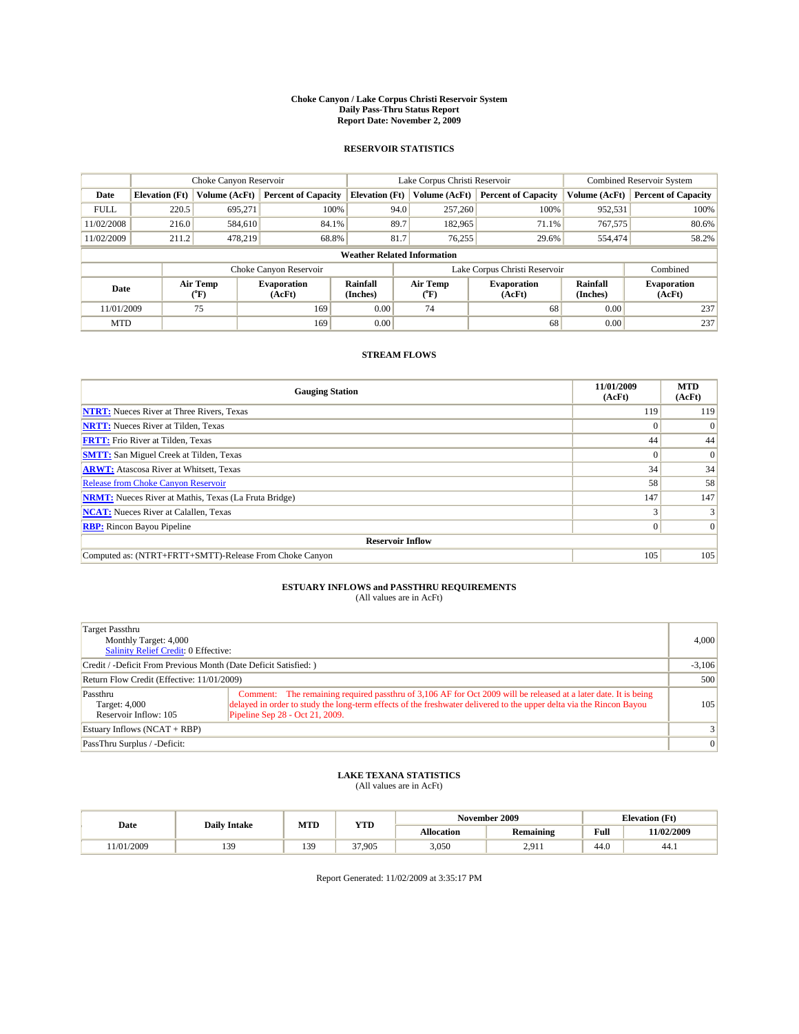# Choke Canyon / Lake Corpus Christi Reservoir System
## Daily Pass-Thru Status Report
## Report Date: November 2, 2009

### RESERVOIR STATISTICS

| | Choke Canyon Reservoir | | | Lake Corpus Christi Reservoir | | | Combined Reservoir System | |
|---|---|---|---|---|---|---|---|---|
| Date | Elevation (Ft) | Volume (AcFt) | Percent of Capacity | Elevation (Ft) | Volume (AcFt) | Percent of Capacity | Volume (AcFt) | Percent of Capacity |
| FULL | 220.5 | 695,271 | 100% | 94.0 | 257,260 | 100% | 952,531 | 100% |
| 11/02/2008 | 216.0 | 584,610 | 84.1% | 89.7 | 182,965 | 71.1% | 767,575 | 80.6% |
| 11/02/2009 | 211.2 | 478,219 | 68.8% | 81.7 | 76,255 | 29.6% | 554,474 | 58.2% |

**Weather Related Information**

| | Choke Canyon Reservoir | | | Lake Corpus Christi Reservoir | | | Combined |
|---|---|---|---|---|---|---|---|
| Date | Air Temp (°F) | Evaporation (AcFt) | Rainfall (Inches) | Air Temp (°F) | Evaporation (AcFt) | Rainfall (Inches) | Evaporation (AcFt) |
| 11/01/2009 | 75 | 169 | 0.00 | 74 | 68 | 0.00 | 237 |
| MTD | | 169 | 0.00 | | 68 | 0.00 | 237 |

### STREAM FLOWS

| Gauging Station | 11/01/2009 (AcFt) | MTD (AcFt) |
|---|---|---|
| NTRT: Nueces River at Three Rivers, Texas | 119 | 119 |
| NRTT: Nueces River at Tilden, Texas | 0 | 0 |
| FRTT: Frio River at Tilden, Texas | 44 | 44 |
| SMTT: San Miguel Creek at Tilden, Texas | 0 | 0 |
| ARWT: Atascosa River at Whitsett, Texas | 34 | 34 |
| Release from Choke Canyon Reservoir | 58 | 58 |
| NRMT: Nueces River at Mathis, Texas (La Fruta Bridge) | 147 | 147 |
| NCAT: Nueces River at Calallen, Texas | 3 | 3 |
| RBP: Rincon Bayou Pipeline | 0 | 0 |
| **Reservoir Inflow** | | |
| Computed as: (NTRT+FRTT+SMTT)-Release From Choke Canyon | 105 | 105 |

### ESTUARY INFLOWS and PASSTHRU REQUIREMENTS
(All values are in AcFt)

| | | |
|---|---|---|
| Target Passthru<br>Monthly Target: 4,000<br>Salinity Relief Credit: 0 Effective: | | 4,000 |
| Credit / -Deficit From Previous Month (Date Deficit Satisfied: ) | | -3,106 |
| Return Flow Credit (Effective: 11/01/2009) | | 500 |
| Passthru<br>Target: 4,000<br>Reservoir Inflow: 105 | Comment: The remaining required passthru of 3,106 AF for Oct 2009 will be released at a later date. It is being delayed in order to study the long-term effects of the freshwater delivered to the upper delta via the Rincon Bayou Pipeline Sep 28 - Oct 21, 2009. | 105 |
| Estuary Inflows (NCAT + RBP) | | 3 |
| PassThru Surplus / -Deficit: | | 0 |

### LAKE TEXANA STATISTICS
(All values are in AcFt)

| Date | Daily Intake | MTD | YTD | November 2009 | | Elevation (Ft) | |
|---|---|---|---|---|---|---|---|
| | | | | Allocation | Remaining | Full | 11/02/2009 |
| 11/01/2009 | 139 | 139 | 37,905 | 3,050 | 2,911 | 44.0 | 44.1 |

Report Generated: 11/02/2009 at 3:35:17 PM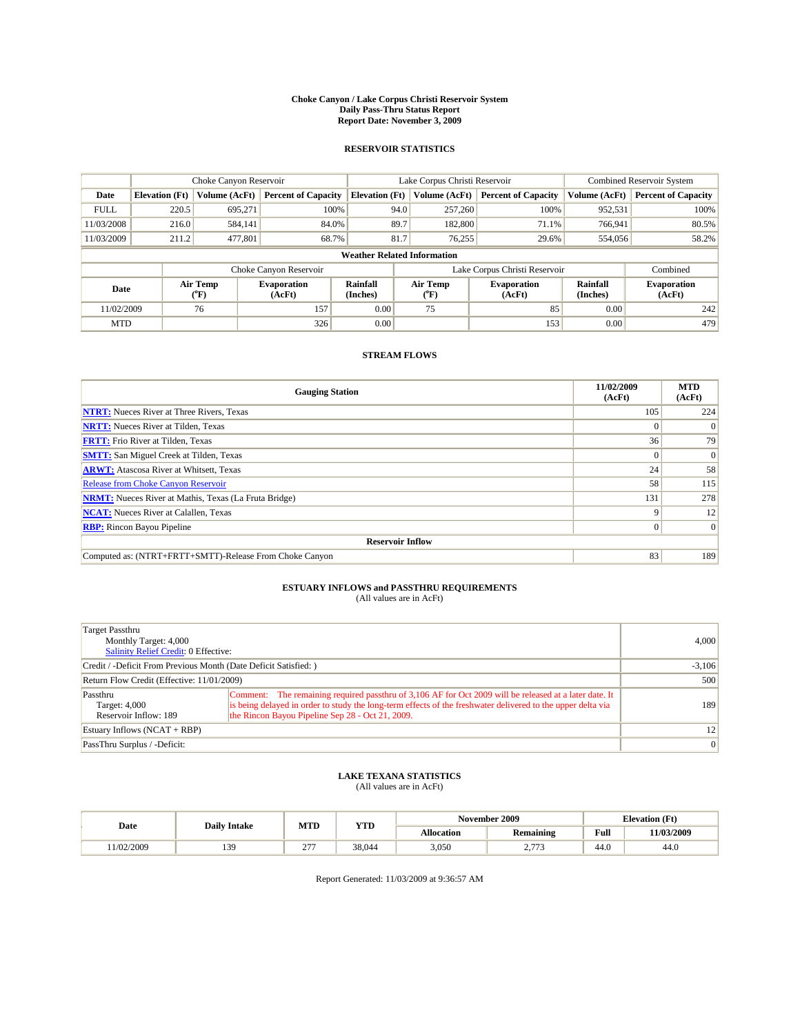# Choke Canyon / Lake Corpus Christi Reservoir System
## Daily Pass-Thru Status Report
## Report Date: November 3, 2009

### RESERVOIR STATISTICS

| | Choke Canyon Reservoir | | | Lake Corpus Christi Reservoir | | | Combined Reservoir System | |
|---|---|---|---|---|---|---|---|---|
| Date | Elevation (Ft) | Volume (AcFt) | Percent of Capacity | Elevation (Ft) | Volume (AcFt) | Percent of Capacity | Volume (AcFt) | Percent of Capacity |
| FULL | 220.5 | 695,271 | 100% | 94.0 | 257,260 | 100% | 952,531 | 100% |
| 11/03/2008 | 216.0 | 584,141 | 84.0% | 89.7 | 182,800 | 71.1% | 766,941 | 80.5% |
| 11/03/2009 | 211.2 | 477,801 | 68.7% | 81.7 | 76,255 | 29.6% | 554,056 | 58.2% |

**Weather Related Information**

| | Choke Canyon Reservoir | | | Lake Corpus Christi Reservoir | | | Combined |
|---|---|---|---|---|---|---|---|
| Date | Air Temp (°F) | Evaporation (AcFt) | Rainfall (Inches) | Air Temp (°F) | Evaporation (AcFt) | Rainfall (Inches) | Evaporation (AcFt) |
| 11/02/2009 | 76 | 157 | 0.00 | 75 | 85 | 0.00 | 242 |
| MTD | | 326 | 0.00 | | 153 | 0.00 | 479 |

### STREAM FLOWS

| Gauging Station | 11/02/2009 (AcFt) | MTD (AcFt) |
|---|---|---|
| **NTRT:** Nueces River at Three Rivers, Texas | 105 | 224 |
| **NRTT:** Nueces River at Tilden, Texas | 0 | 0 |
| **FRTT:** Frio River at Tilden, Texas | 36 | 79 |
| **SMTT:** San Miguel Creek at Tilden, Texas | 0 | 0 |
| **ARWT:** Atascosa River at Whitsett, Texas | 24 | 58 |
| Release from Choke Canyon Reservoir | 58 | 115 |
| **NRMT:** Nueces River at Mathis, Texas (La Fruta Bridge) | 131 | 278 |
| **NCAT:** Nueces River at Calallen, Texas | 9 | 12 |
| **RBP:** Rincon Bayou Pipeline | 0 | 0 |
| **Reservoir Inflow** | | |
| Computed as: (NTRT+FRTT+SMTT)-Release From Choke Canyon | 83 | 189 |

### ESTUARY INFLOWS and PASSTHRU REQUIREMENTS
(All values are in AcFt)

| | | |
|---|---|---|
| Target Passthru<br>Monthly Target: 4,000<br>Salinity Relief Credit: 0 Effective: | | 4,000 |
| Credit / -Deficit From Previous Month (Date Deficit Satisfied: ) | | -3,106 |
| Return Flow Credit (Effective: 11/01/2009) | | 500 |
| Passthru<br>Target: 4,000<br>Reservoir Inflow: 189 | Comment: The remaining required passthru of 3,106 AF for Oct 2009 will be released at a later date. It is being delayed in order to study the long-term effects of the freshwater delivered to the upper delta via the Rincon Bayou Pipeline Sep 28 - Oct 21, 2009. | 189 |
| Estuary Inflows (NCAT + RBP) | | 12 |
| PassThru Surplus / -Deficit: | | 0 |

### LAKE TEXANA STATISTICS
(All values are in AcFt)

| Date | Daily Intake | MTD | YTD | November 2009 | | Elevation (Ft) | |
|---|---|---|---|---|---|---|---|
| | | | | Allocation | Remaining | Full | 11/03/2009 |
| 11/02/2009 | 139 | 277 | 38,044 | 3,050 | 2,773 | 44.0 | 44.0 |

Report Generated: 11/03/2009 at 9:36:57 AM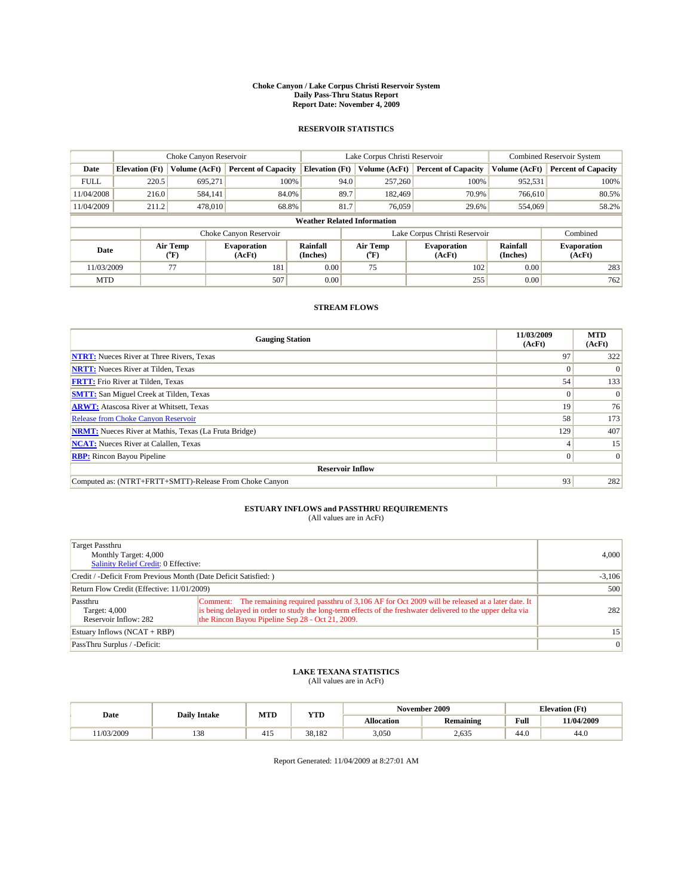# Choke Canyon / Lake Corpus Christi Reservoir System
## Daily Pass-Thru Status Report
### Report Date: November 4, 2009

## RESERVOIR STATISTICS

| | Choke Canyon Reservoir | | | Lake Corpus Christi Reservoir | | | Combined Reservoir System | |
|---|---|---|---|---|---|---|---|---|
| Date | Elevation (Ft) | Volume (AcFt) | Percent of Capacity | Elevation (Ft) | Volume (AcFt) | Percent of Capacity | Volume (AcFt) | Percent of Capacity |
| FULL | 220.5 | 695,271 | 100% | 94.0 | 257,260 | 100% | 952,531 | 100% |
| 11/04/2008 | 216.0 | 584,141 | 84.0% | 89.7 | 182,469 | 70.9% | 766,610 | 80.5% |
| 11/04/2009 | 211.2 | 478,010 | 68.8% | 81.7 | 76,059 | 29.6% | 554,069 | 58.2% |

**Weather Related Information**

| | Choke Canyon Reservoir | | | Lake Corpus Christi Reservoir | | | Combined |
|---|---|---|---|---|---|---|---|
| Date | Air Temp (°F) | Evaporation (AcFt) | Rainfall (Inches) | Air Temp (°F) | Evaporation (AcFt) | Rainfall (Inches) | Evaporation (AcFt) |
| 11/03/2009 | 77 | 181 | 0.00 | 75 | 102 | 0.00 | 283 |
| MTD | | 507 | 0.00 | | 255 | 0.00 | 762 |

## STREAM FLOWS

| Gauging Station | 11/03/2009 (AcFt) | MTD (AcFt) |
|---|---|---|
| NTRT: Nueces River at Three Rivers, Texas | 97 | 322 |
| NRTT: Nueces River at Tilden, Texas | 0 | 0 |
| FRTT: Frio River at Tilden, Texas | 54 | 133 |
| SMTT: San Miguel Creek at Tilden, Texas | 0 | 0 |
| ARWT: Atascosa River at Whitsett, Texas | 19 | 76 |
| Release from Choke Canyon Reservoir | 58 | 173 |
| NRMT: Nueces River at Mathis, Texas (La Fruta Bridge) | 129 | 407 |
| NCAT: Nueces River at Calallen, Texas | 4 | 15 |
| RBP: Rincon Bayou Pipeline | 0 | 0 |
| **Reservoir Inflow** | | |
| Computed as: (NTRT+FRTT+SMTT)-Release From Choke Canyon | 93 | 282 |

## ESTUARY INFLOWS and PASSTHRU REQUIREMENTS
(All values are in AcFt)

| | | |
|---|---|---|
| Target Passthru<br>Monthly Target: 4,000<br>Salinity Relief Credit: 0 Effective: | | 4,000 |
| Credit / -Deficit From Previous Month (Date Deficit Satisfied: ) | | -3,106 |
| Return Flow Credit (Effective: 11/01/2009) | | 500 |
| Passthru<br>Target: 4,000<br>Reservoir Inflow: 282 | Comment: The remaining required passthru of 3,106 AF for Oct 2009 will be released at a later date. It is being delayed in order to study the long-term effects of the freshwater delivered to the upper delta via the Rincon Bayou Pipeline Sep 28 - Oct 21, 2009. | 282 |
| Estuary Inflows (NCAT + RBP) | | 15 |
| PassThru Surplus / -Deficit: | | 0 |

## LAKE TEXANA STATISTICS
(All values are in AcFt)

| Date | Daily Intake | MTD | YTD | November 2009 | | Elevation (Ft) | |
|---|---|---|---|---|---|---|---|
| | | | | Allocation | Remaining | Full | 11/04/2009 |
| 11/03/2009 | 138 | 415 | 38,182 | 3,050 | 2,635 | 44.0 | 44.0 |

Report Generated: 11/04/2009 at 8:27:01 AM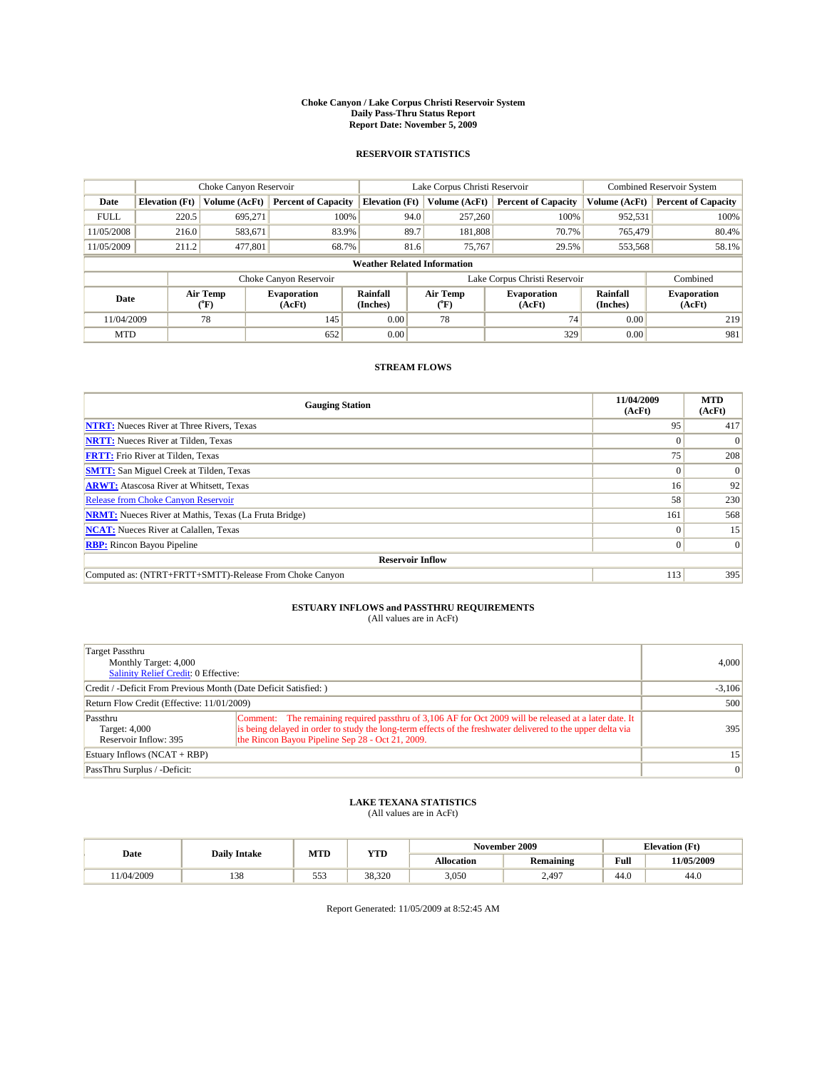# Choke Canyon / Lake Corpus Christi Reservoir System
## Daily Pass-Thru Status Report
### Report Date: November 5, 2009

## RESERVOIR STATISTICS

| | Choke Canyon Reservoir | | | Lake Corpus Christi Reservoir | | | Combined Reservoir System | |
|---|---|---|---|---|---|---|---|---|
| Date | Elevation (Ft) | Volume (AcFt) | Percent of Capacity | Elevation (Ft) | Volume (AcFt) | Percent of Capacity | Volume (AcFt) | Percent of Capacity |
| FULL | 220.5 | 695,271 | 100% | 94.0 | 257,260 | 100% | 952,531 | 100% |
| 11/05/2008 | 216.0 | 583,671 | 83.9% | 89.7 | 181,808 | 70.7% | 765,479 | 80.4% |
| 11/05/2009 | 211.2 | 477,801 | 68.7% | 81.6 | 75,767 | 29.5% | 553,568 | 58.1% |

**Weather Related Information**

| | Choke Canyon Reservoir | | | Lake Corpus Christi Reservoir | | | Combined |
|---|---|---|---|---|---|---|---|
| Date | Air Temp (°F) | Evaporation (AcFt) | Rainfall (Inches) | Air Temp (°F) | Evaporation (AcFt) | Rainfall (Inches) | Evaporation (AcFt) |
| 11/04/2009 | 78 | 145 | 0.00 | 78 | 74 | 0.00 | 219 |
| MTD | | 652 | 0.00 | | 329 | 0.00 | 981 |

## STREAM FLOWS

| Gauging Station | 11/04/2009 (AcFt) | MTD (AcFt) |
|---|---|---|
| NTRT: Nueces River at Three Rivers, Texas | 95 | 417 |
| NRTT: Nueces River at Tilden, Texas | 0 | 0 |
| FRTT: Frio River at Tilden, Texas | 75 | 208 |
| SMTT: San Miguel Creek at Tilden, Texas | 0 | 0 |
| ARWT: Atascosa River at Whitsett, Texas | 16 | 92 |
| Release from Choke Canyon Reservoir | 58 | 230 |
| NRMT: Nueces River at Mathis, Texas (La Fruta Bridge) | 161 | 568 |
| NCAT: Nueces River at Calallen, Texas | 0 | 15 |
| RBP: Rincon Bayou Pipeline | 0 | 0 |
| **Reservoir Inflow** | | |
| Computed as: (NTRT+FRTT+SMTT)-Release From Choke Canyon | 113 | 395 |

## ESTUARY INFLOWS and PASSTHRU REQUIREMENTS
(All values are in AcFt)

| | | |
|---|---|---|
| Target Passthru<br>Monthly Target: 4,000<br>Salinity Relief Credit: 0 Effective: | | 4,000 |
| Credit / -Deficit From Previous Month (Date Deficit Satisfied: ) | | -3,106 |
| Return Flow Credit (Effective: 11/01/2009) | | 500 |
| Passthru<br>Target: 4,000<br>Reservoir Inflow: 395 | Comment: The remaining required passthru of 3,106 AF for Oct 2009 will be released at a later date. It is being delayed in order to study the long-term effects of the freshwater delivered to the upper delta via the Rincon Bayou Pipeline Sep 28 - Oct 21, 2009. | 395 |
| Estuary Inflows (NCAT + RBP) | | 15 |
| PassThru Surplus / -Deficit: | | 0 |

## LAKE TEXANA STATISTICS
(All values are in AcFt)

| Date | Daily Intake | MTD | YTD | November 2009 | | Elevation (Ft) | |
|---|---|---|---|---|---|---|---|
| | | | | Allocation | Remaining | Full | 11/05/2009 |
| 11/04/2009 | 138 | 553 | 38,320 | 3,050 | 2,497 | 44.0 | 44.0 |

Report Generated: 11/05/2009 at 8:52:45 AM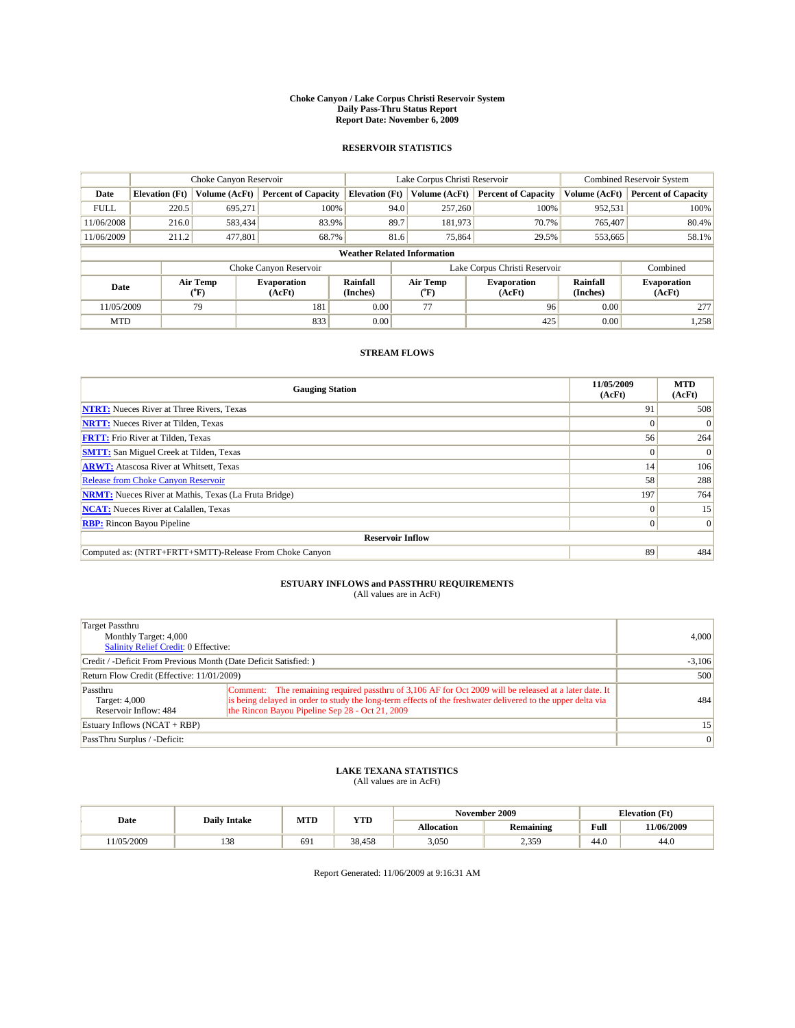# Choke Canyon / Lake Corpus Christi Reservoir System
## Daily Pass-Thru Status Report
### Report Date: November 6, 2009

## RESERVOIR STATISTICS

| | Choke Canyon Reservoir | | | Lake Corpus Christi Reservoir | | | Combined Reservoir System | |
|---|---|---|---|---|---|---|---|---|
| Date | Elevation (Ft) | Volume (AcFt) | Percent of Capacity | Elevation (Ft) | Volume (AcFt) | Percent of Capacity | Volume (AcFt) | Percent of Capacity |
| FULL | 220.5 | 695,271 | 100% | 94.0 | 257,260 | 100% | 952,531 | 100% |
| 11/06/2008 | 216.0 | 583,434 | 83.9% | 89.7 | 181,973 | 70.7% | 765,407 | 80.4% |
| 11/06/2009 | 211.2 | 477,801 | 68.7% | 81.6 | 75,864 | 29.5% | 553,665 | 58.1% |

**Weather Related Information**

| | Choke Canyon Reservoir | | | Lake Corpus Christi Reservoir | | | Combined |
|---|---|---|---|---|---|---|---|
| Date | Air Temp (°F) | Evaporation (AcFt) | Rainfall (Inches) | Air Temp (°F) | Evaporation (AcFt) | Rainfall (Inches) | Evaporation (AcFt) |
| 11/05/2009 | 79 | 181 | 0.00 | 77 | 96 | 0.00 | 277 |
| MTD | | 833 | 0.00 | | 425 | 0.00 | 1,258 |

## STREAM FLOWS

| Gauging Station | 11/05/2009 (AcFt) | MTD (AcFt) |
|---|---|---|
| NTRT: Nueces River at Three Rivers, Texas | 91 | 508 |
| NRTT: Nueces River at Tilden, Texas | 0 | 0 |
| FRTT: Frio River at Tilden, Texas | 56 | 264 |
| SMTT: San Miguel Creek at Tilden, Texas | 0 | 0 |
| ARWT: Atascosa River at Whitsett, Texas | 14 | 106 |
| Release from Choke Canyon Reservoir | 58 | 288 |
| NRMT: Nueces River at Mathis, Texas (La Fruta Bridge) | 197 | 764 |
| NCAT: Nueces River at Calallen, Texas | 0 | 15 |
| RBP: Rincon Bayou Pipeline | 0 | 0 |
| **Reservoir Inflow** | | |
| Computed as: (NTRT+FRTT+SMTT)-Release From Choke Canyon | 89 | 484 |

## ESTUARY INFLOWS and PASSTHRU REQUIREMENTS
(All values are in AcFt)

| | | |
|---|---|---|
| Target Passthru<br>Monthly Target: 4,000<br>Salinity Relief Credit: 0 Effective: | | 4,000 |
| Credit / -Deficit From Previous Month (Date Deficit Satisfied: ) | | -3,106 |
| Return Flow Credit (Effective: 11/01/2009) | | 500 |
| Passthru<br>Target: 4,000<br>Reservoir Inflow: 484 | Comment: The remaining required passthru of 3,106 AF for Oct 2009 will be released at a later date. It is being delayed in order to study the long-term effects of the freshwater delivered to the upper delta via the Rincon Bayou Pipeline Sep 28 - Oct 21, 2009 | 484 |
| Estuary Inflows (NCAT + RBP) | | 15 |
| PassThru Surplus / -Deficit: | | 0 |

## LAKE TEXANA STATISTICS
(All values are in AcFt)

| Date | Daily Intake | MTD | YTD | November 2009 | | Elevation (Ft) | |
|---|---|---|---|---|---|---|---|
| | | | | Allocation | Remaining | Full | 11/06/2009 |
| 11/05/2009 | 138 | 691 | 38,458 | 3,050 | 2,359 | 44.0 | 44.0 |

Report Generated: 11/06/2009 at 9:16:31 AM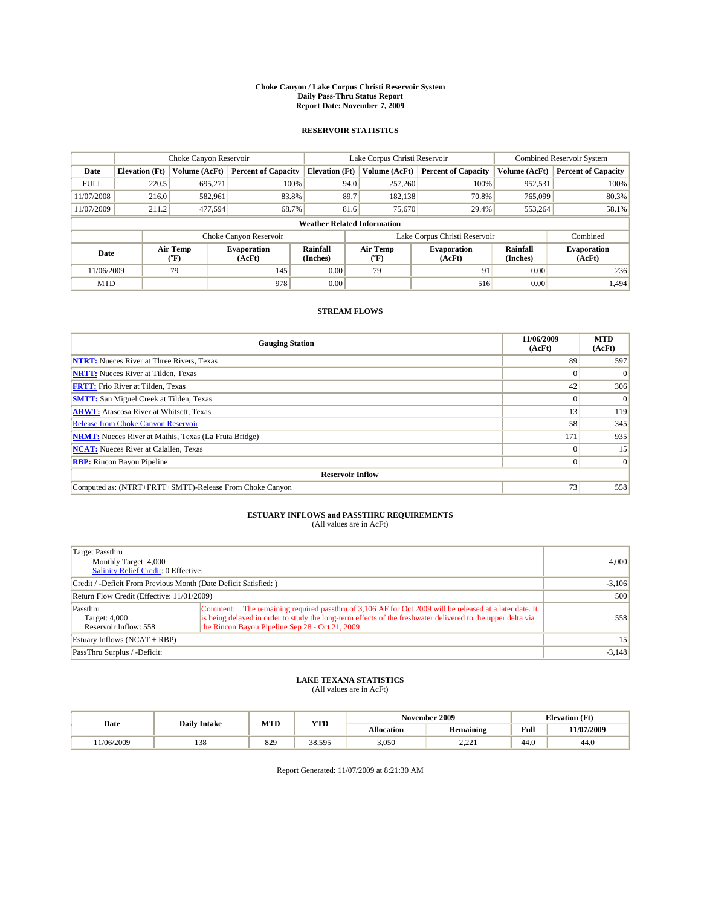# Choke Canyon / Lake Corpus Christi Reservoir System
## Daily Pass-Thru Status Report
### Report Date: November 7, 2009

## RESERVOIR STATISTICS

| | Choke Canyon Reservoir | | | Lake Corpus Christi Reservoir | | | Combined Reservoir System | |
|---|---|---|---|---|---|---|---|---|
| Date | Elevation (Ft) | Volume (AcFt) | Percent of Capacity | Elevation (Ft) | Volume (AcFt) | Percent of Capacity | Volume (AcFt) | Percent of Capacity |
| FULL | 220.5 | 695,271 | 100% | 94.0 | 257,260 | 100% | 952,531 | 100% |
| 11/07/2008 | 216.0 | 582,961 | 83.8% | 89.7 | 182,138 | 70.8% | 765,099 | 80.3% |
| 11/07/2009 | 211.2 | 477,594 | 68.7% | 81.6 | 75,670 | 29.4% | 553,264 | 58.1% |

### Weather Related Information

| | Choke Canyon Reservoir | | | Lake Corpus Christi Reservoir | | | Combined |
|---|---|---|---|---|---|---|---|
| Date | Air Temp (°F) | Evaporation (AcFt) | Rainfall (Inches) | Air Temp (°F) | Evaporation (AcFt) | Rainfall (Inches) | Evaporation (AcFt) |
| 11/06/2009 | 79 | 145 | 0.00 | 79 | 91 | 0.00 | 236 |
| MTD | | 978 | 0.00 | | 516 | 0.00 | 1,494 |

## STREAM FLOWS

| Gauging Station | 11/06/2009 (AcFt) | MTD (AcFt) |
|---|---|---|
| NTRT: Nueces River at Three Rivers, Texas | 89 | 597 |
| NRTT: Nueces River at Tilden, Texas | 0 | 0 |
| FRTT: Frio River at Tilden, Texas | 42 | 306 |
| SMTT: San Miguel Creek at Tilden, Texas | 0 | 0 |
| ARWT: Atascosa River at Whitsett, Texas | 13 | 119 |
| Release from Choke Canyon Reservoir | 58 | 345 |
| NRMT: Nueces River at Mathis, Texas (La Fruta Bridge) | 171 | 935 |
| NCAT: Nueces River at Calallen, Texas | 0 | 15 |
| RBP: Rincon Bayou Pipeline | 0 | 0 |
| **Reservoir Inflow** | | |
| Computed as: (NTRT+FRTT+SMTT)-Release From Choke Canyon | 73 | 558 |

## ESTUARY INFLOWS and PASSTHRU REQUIREMENTS
(All values are in AcFt)

| | | |
|---|---|---|
| Target Passthru<br>Monthly Target: 4,000<br>Salinity Relief Credit: 0 Effective: | | 4,000 |
| Credit / -Deficit From Previous Month (Date Deficit Satisfied: ) | | -3,106 |
| Return Flow Credit (Effective: 11/01/2009) | | 500 |
| Passthru<br>Target: 4,000<br>Reservoir Inflow: 558 | Comment: The remaining required passthru of 3,106 AF for Oct 2009 will be released at a later date. It is being delayed in order to study the long-term effects of the freshwater delivered to the upper delta via the Rincon Bayou Pipeline Sep 28 - Oct 21, 2009 | 558 |
| Estuary Inflows (NCAT + RBP) | | 15 |
| PassThru Surplus / -Deficit: | | -3,148 |

## LAKE TEXANA STATISTICS
(All values are in AcFt)

| Date | Daily Intake | MTD | YTD | November 2009 | | Elevation (Ft) | |
|---|---|---|---|---|---|---|---|
| | | | | Allocation | Remaining | Full | 11/07/2009 |
| 11/06/2009 | 138 | 829 | 38,595 | 3,050 | 2,221 | 44.0 | 44.0 |

Report Generated: 11/07/2009 at 8:21:30 AM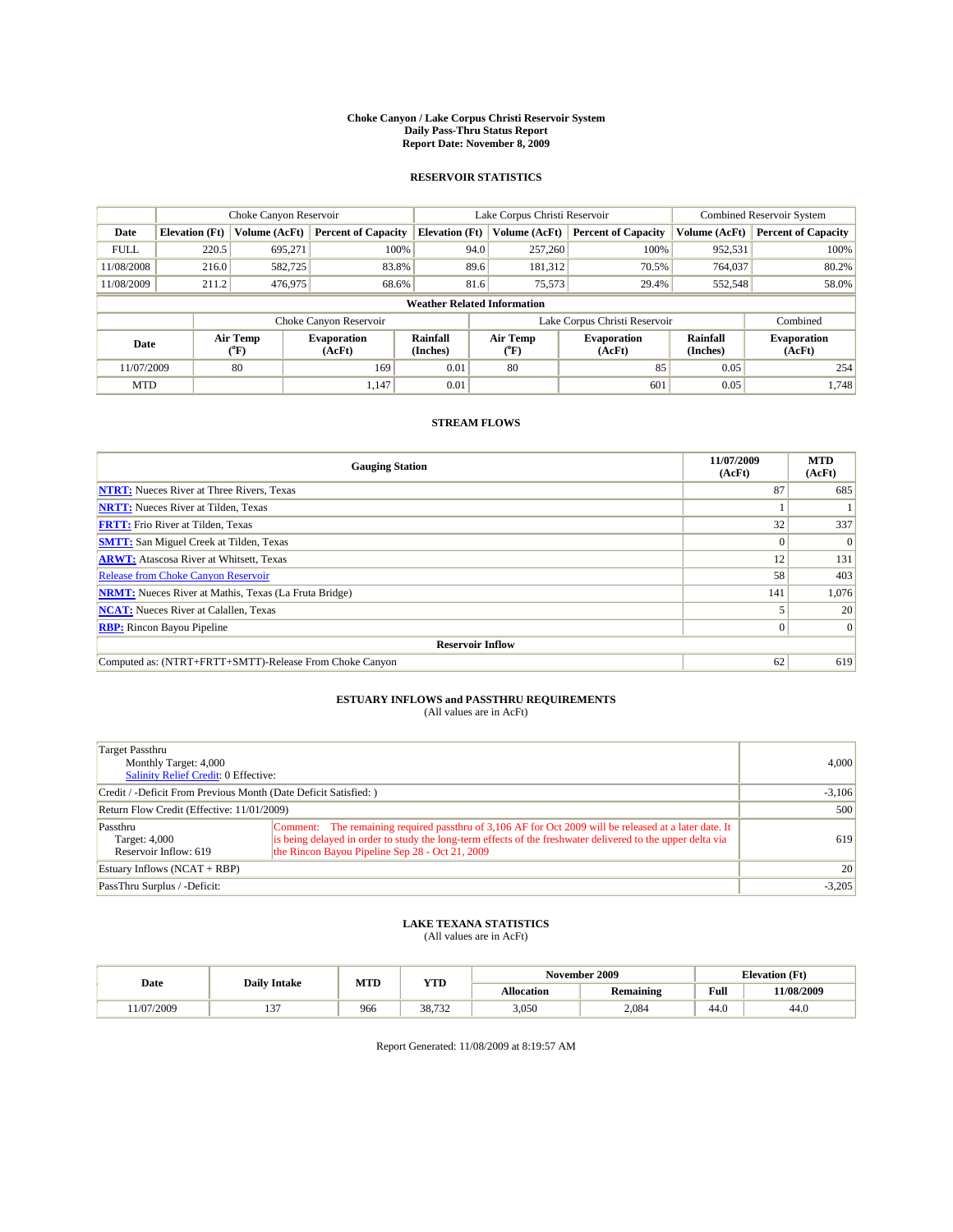**Choke Canyon / Lake Corpus Christi Reservoir System**
**Daily Pass-Thru Status Report**
**Report Date: November 8, 2009**

## RESERVOIR STATISTICS

| | Choke Canyon Reservoir | | | Lake Corpus Christi Reservoir | | | Combined Reservoir System | |
|---|---|---|---|---|---|---|---|---|
| **Date** | **Elevation (Ft)** | **Volume (AcFt)** | **Percent of Capacity** | **Elevation (Ft)** | **Volume (AcFt)** | **Percent of Capacity** | **Volume (AcFt)** | **Percent of Capacity** |
| FULL | 220.5 | 695,271 | 100% | 94.0 | 257,260 | 100% | 952,531 | 100% |
| 11/08/2008 | 216.0 | 582,725 | 83.8% | 89.6 | 181,312 | 70.5% | 764,037 | 80.2% |
| 11/08/2009 | 211.2 | 476,975 | 68.6% | 81.6 | 75,573 | 29.4% | 552,548 | 58.0% |

**Weather Related Information**

| | Choke Canyon Reservoir | | | Lake Corpus Christi Reservoir | | | Combined |
|---|---|---|---|---|---|---|---|
| **Date** | **Air Temp (°F)** | **Evaporation (AcFt)** | **Rainfall (Inches)** | **Air Temp (°F)** | **Evaporation (AcFt)** | **Rainfall (Inches)** | **Evaporation (AcFt)** |
| 11/07/2009 | 80 | 169 | 0.01 | 80 | 85 | 0.05 | 254 |
| MTD | | 1,147 | 0.01 | | 601 | 0.05 | 1,748 |

## STREAM FLOWS

| Gauging Station | 11/07/2009 (AcFt) | MTD (AcFt) |
|---|---|---|
| **NTRT:** Nueces River at Three Rivers, Texas | 87 | 685 |
| **NRTT:** Nueces River at Tilden, Texas | 1 | 1 |
| **FRTT:** Frio River at Tilden, Texas | 32 | 337 |
| **SMTT:** San Miguel Creek at Tilden, Texas | 0 | 0 |
| **ARWT:** Atascosa River at Whitsett, Texas | 12 | 131 |
| Release from Choke Canyon Reservoir | 58 | 403 |
| **NRMT:** Nueces River at Mathis, Texas (La Fruta Bridge) | 141 | 1,076 |
| **NCAT:** Nueces River at Calallen, Texas | 5 | 20 |
| **RBP:** Rincon Bayou Pipeline | 0 | 0 |
| **Reservoir Inflow** | | |
| Computed as: (NTRT+FRTT+SMTT)-Release From Choke Canyon | 62 | 619 |

## ESTUARY INFLOWS and PASSTHRU REQUIREMENTS
(All values are in AcFt)

| | | |
|---|---|---|
| Target Passthru<br>Monthly Target: 4,000<br>Salinity Relief Credit: 0 Effective: | | 4,000 |
| Credit / -Deficit From Previous Month (Date Deficit Satisfied: ) | | -3,106 |
| Return Flow Credit (Effective: 11/01/2009) | | 500 |
| Passthru<br>Target: 4,000<br>Reservoir Inflow: 619 | Comment: The remaining required passthru of 3,106 AF for Oct 2009 will be released at a later date. It is being delayed in order to study the long-term effects of the freshwater delivered to the upper delta via the Rincon Bayou Pipeline Sep 28 - Oct 21, 2009 | 619 |
| Estuary Inflows (NCAT + RBP) | | 20 |
| PassThru Surplus / -Deficit: | | -3,205 |

## LAKE TEXANA STATISTICS
(All values are in AcFt)

| Date | Daily Intake | MTD | YTD | November 2009 | | Elevation (Ft) | |
|---|---|---|---|---|---|---|---|
| | | | | **Allocation** | **Remaining** | **Full** | **11/08/2009** |
| 11/07/2009 | 137 | 966 | 38,732 | 3,050 | 2,084 | 44.0 | 44.0 |

Report Generated: 11/08/2009 at 8:19:57 AM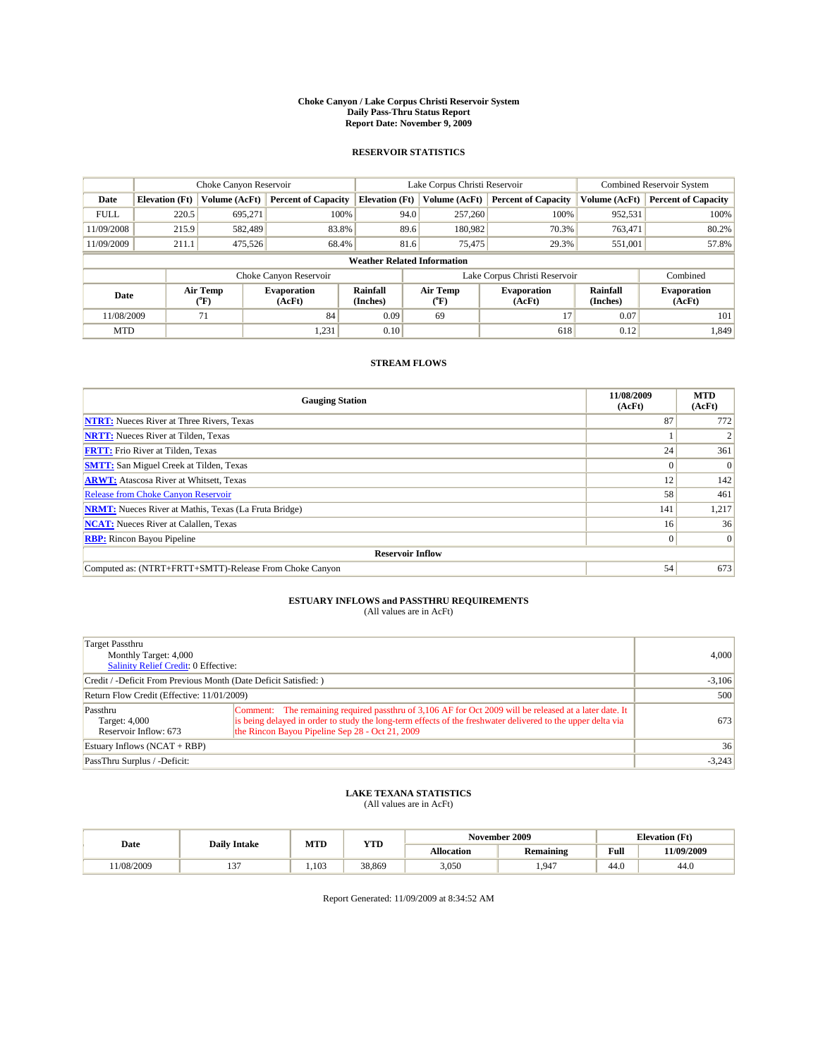# Choke Canyon / Lake Corpus Christi Reservoir System
## Daily Pass-Thru Status Report
### Report Date: November 9, 2009

## RESERVOIR STATISTICS

| | Choke Canyon Reservoir | | | Lake Corpus Christi Reservoir | | | Combined Reservoir System | |
|---|---|---|---|---|---|---|---|---|
| Date | Elevation (Ft) | Volume (AcFt) | Percent of Capacity | Elevation (Ft) | Volume (AcFt) | Percent of Capacity | Volume (AcFt) | Percent of Capacity |
| FULL | 220.5 | 695,271 | 100% | 94.0 | 257,260 | 100% | 952,531 | 100% |
| 11/09/2008 | 215.9 | 582,489 | 83.8% | 89.6 | 180,982 | 70.3% | 763,471 | 80.2% |
| 11/09/2009 | 211.1 | 475,526 | 68.4% | 81.6 | 75,475 | 29.3% | 551,001 | 57.8% |

**Weather Related Information**

| | Choke Canyon Reservoir | | | Lake Corpus Christi Reservoir | | | Combined |
|---|---|---|---|---|---|---|---|
| Date | Air Temp (°F) | Evaporation (AcFt) | Rainfall (Inches) | Air Temp (°F) | Evaporation (AcFt) | Rainfall (Inches) | Evaporation (AcFt) |
| 11/08/2009 | 71 | 84 | 0.09 | 69 | 17 | 0.07 | 101 |
| MTD | | 1,231 | 0.10 | | 618 | 0.12 | 1,849 |

## STREAM FLOWS

| Gauging Station | 11/08/2009 (AcFt) | MTD (AcFt) |
|---|---|---|
| NTRT: Nueces River at Three Rivers, Texas | 87 | 772 |
| NRTT: Nueces River at Tilden, Texas | 1 | 2 |
| FRTT: Frio River at Tilden, Texas | 24 | 361 |
| SMTT: San Miguel Creek at Tilden, Texas | 0 | 0 |
| ARWT: Atascosa River at Whitsett, Texas | 12 | 142 |
| Release from Choke Canyon Reservoir | 58 | 461 |
| NRMT: Nueces River at Mathis, Texas (La Fruta Bridge) | 141 | 1,217 |
| NCAT: Nueces River at Calallen, Texas | 16 | 36 |
| RBP: Rincon Bayou Pipeline | 0 | 0 |
| **Reservoir Inflow** | | |
| Computed as: (NTRT+FRTT+SMTT)-Release From Choke Canyon | 54 | 673 |

## ESTUARY INFLOWS and PASSTHRU REQUIREMENTS
(All values are in AcFt)

| | | |
|---|---|---|
| Target Passthru<br>Monthly Target: 4,000<br>Salinity Relief Credit: 0 Effective: | | 4,000 |
| Credit / -Deficit From Previous Month (Date Deficit Satisfied: ) | | -3,106 |
| Return Flow Credit (Effective: 11/01/2009) | | 500 |
| Passthru<br>Target: 4,000<br>Reservoir Inflow: 673 | Comment: The remaining required passthru of 3,106 AF for Oct 2009 will be released at a later date. It is being delayed in order to study the long-term effects of the freshwater delivered to the upper delta via the Rincon Bayou Pipeline Sep 28 - Oct 21, 2009 | 673 |
| Estuary Inflows (NCAT + RBP) | | 36 |
| PassThru Surplus / -Deficit: | | -3,243 |

## LAKE TEXANA STATISTICS
(All values are in AcFt)

| Date | Daily Intake | MTD | YTD | November 2009 | | Elevation (Ft) | |
|---|---|---|---|---|---|---|---|
| | | | | Allocation | Remaining | Full | 11/09/2009 |
| 11/08/2009 | 137 | 1,103 | 38,869 | 3,050 | 1,947 | 44.0 | 44.0 |

Report Generated: 11/09/2009 at 8:34:52 AM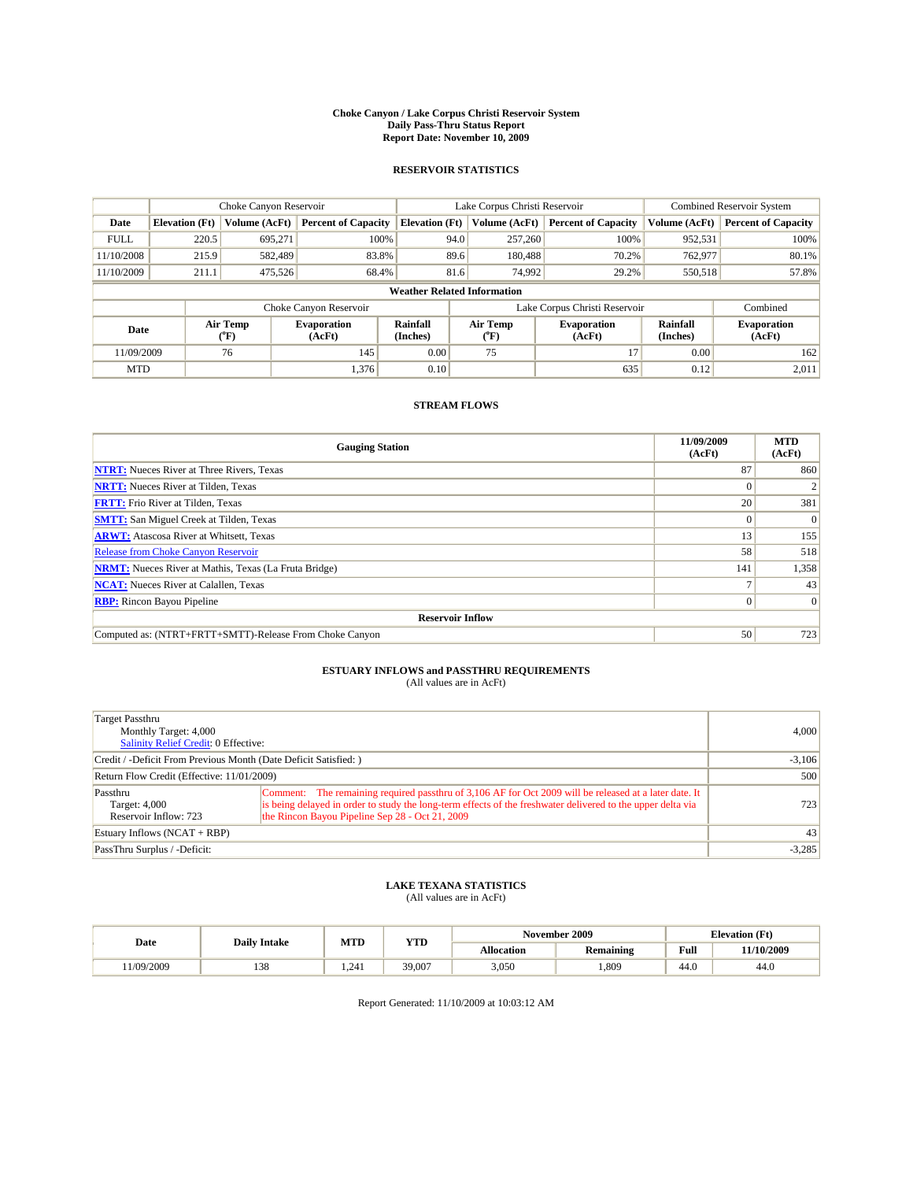# Choke Canyon / Lake Corpus Christi Reservoir System
**Daily Pass-Thru Status Report**
**Report Date: November 10, 2009**

## RESERVOIR STATISTICS

| | Choke Canyon Reservoir | | | Lake Corpus Christi Reservoir | | | Combined Reservoir System | |
|---|---|---|---|---|---|---|---|---|
| Date | Elevation (Ft) | Volume (AcFt) | Percent of Capacity | Elevation (Ft) | Volume (AcFt) | Percent of Capacity | Volume (AcFt) | Percent of Capacity |
| FULL | 220.5 | 695,271 | 100% | 94.0 | 257,260 | 100% | 952,531 | 100% |
| 11/10/2008 | 215.9 | 582,489 | 83.8% | 89.6 | 180,488 | 70.2% | 762,977 | 80.1% |
| 11/10/2009 | 211.1 | 475,526 | 68.4% | 81.6 | 74,992 | 29.2% | 550,518 | 57.8% |

**Weather Related Information**

| | Choke Canyon Reservoir | | | Lake Corpus Christi Reservoir | | | Combined |
|---|---|---|---|---|---|---|---|
| Date | Air Temp (°F) | Evaporation (AcFt) | Rainfall (Inches) | Air Temp (°F) | Evaporation (AcFt) | Rainfall (Inches) | Evaporation (AcFt) |
| 11/09/2009 | 76 | 145 | 0.00 | 75 | 17 | 0.00 | 162 |
| MTD | | 1,376 | 0.10 | | 635 | 0.12 | 2,011 |

## STREAM FLOWS

| Gauging Station | 11/09/2009 (AcFt) | MTD (AcFt) |
|---|---|---|
| NTRT: Nueces River at Three Rivers, Texas | 87 | 860 |
| NRTT: Nueces River at Tilden, Texas | 0 | 2 |
| FRTT: Frio River at Tilden, Texas | 20 | 381 |
| SMTT: San Miguel Creek at Tilden, Texas | 0 | 0 |
| ARWT: Atascosa River at Whitsett, Texas | 13 | 155 |
| Release from Choke Canyon Reservoir | 58 | 518 |
| NRMT: Nueces River at Mathis, Texas (La Fruta Bridge) | 141 | 1,358 |
| NCAT: Nueces River at Calallen, Texas | 7 | 43 |
| RBP: Rincon Bayou Pipeline | 0 | 0 |
| **Reservoir Inflow** | | |
| Computed as: (NTRT+FRTT+SMTT)-Release From Choke Canyon | 50 | 723 |

## ESTUARY INFLOWS and PASSTHRU REQUIREMENTS
(All values are in AcFt)

| | | |
|---|---|---|
| Target Passthru<br>Monthly Target: 4,000<br>Salinity Relief Credit: 0 Effective: | | 4,000 |
| Credit / -Deficit From Previous Month (Date Deficit Satisfied: ) | | -3,106 |
| Return Flow Credit (Effective: 11/01/2009) | | 500 |
| Passthru<br>Target: 4,000<br>Reservoir Inflow: 723 | Comment: The remaining required passthru of 3,106 AF for Oct 2009 will be released at a later date. It is being delayed in order to study the long-term effects of the freshwater delivered to the upper delta via the Rincon Bayou Pipeline Sep 28 - Oct 21, 2009 | 723 |
| Estuary Inflows (NCAT + RBP) | | 43 |
| PassThru Surplus / -Deficit: | | -3,285 |

## LAKE TEXANA STATISTICS
(All values are in AcFt)

| Date | Daily Intake | MTD | YTD | November 2009 | | Elevation (Ft) | |
|---|---|---|---|---|---|---|---|
| | | | | Allocation | Remaining | Full | 11/10/2009 |
| 11/09/2009 | 138 | 1,241 | 39,007 | 3,050 | 1,809 | 44.0 | 44.0 |

Report Generated: 11/10/2009 at 10:03:12 AM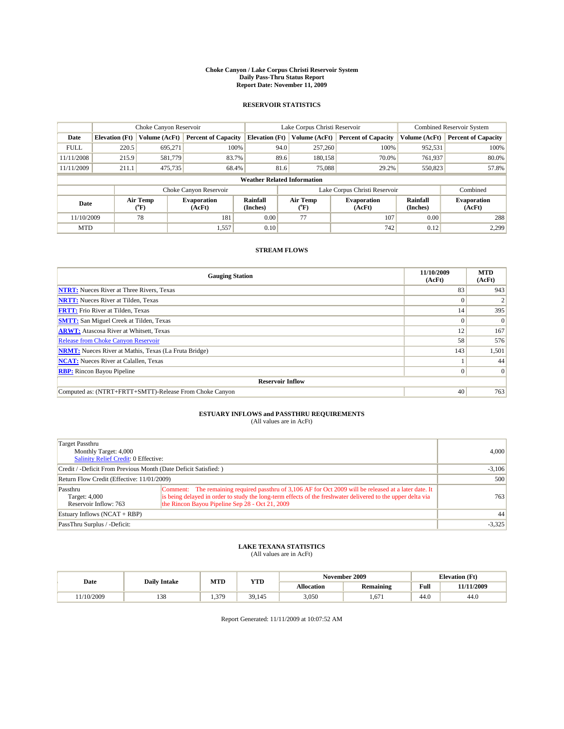# Choke Canyon / Lake Corpus Christi Reservoir System
## Daily Pass-Thru Status Report
### Report Date: November 11, 2009

## RESERVOIR STATISTICS

| | Choke Canyon Reservoir | | | Lake Corpus Christi Reservoir | | | Combined Reservoir System | |
|---|---|---|---|---|---|---|---|---|
| Date | Elevation (Ft) | Volume (AcFt) | Percent of Capacity | Elevation (Ft) | Volume (AcFt) | Percent of Capacity | Volume (AcFt) | Percent of Capacity |
| FULL | 220.5 | 695,271 | 100% | 94.0 | 257,260 | 100% | 952,531 | 100% |
| 11/11/2008 | 215.9 | 581,779 | 83.7% | 89.6 | 180,158 | 70.0% | 761,937 | 80.0% |
| 11/11/2009 | 211.1 | 475,735 | 68.4% | 81.6 | 75,088 | 29.2% | 550,823 | 57.8% |

**Weather Related Information**

| | Choke Canyon Reservoir | | | Lake Corpus Christi Reservoir | | | Combined |
|---|---|---|---|---|---|---|---|
| Date | Air Temp (°F) | Evaporation (AcFt) | Rainfall (Inches) | Air Temp (°F) | Evaporation (AcFt) | Rainfall (Inches) | Evaporation (AcFt) |
| 11/10/2009 | 78 | 181 | 0.00 | 77 | 107 | 0.00 | 288 |
| MTD | | 1,557 | 0.10 | | 742 | 0.12 | 2,299 |

## STREAM FLOWS

| Gauging Station | 11/10/2009 (AcFt) | MTD (AcFt) |
|---|---|---|
| NTRT: Nueces River at Three Rivers, Texas | 83 | 943 |
| NRTT: Nueces River at Tilden, Texas | 0 | 2 |
| FRTT: Frio River at Tilden, Texas | 14 | 395 |
| SMTT: San Miguel Creek at Tilden, Texas | 0 | 0 |
| ARWT: Atascosa River at Whitsett, Texas | 12 | 167 |
| Release from Choke Canyon Reservoir | 58 | 576 |
| NRMT: Nueces River at Mathis, Texas (La Fruta Bridge) | 143 | 1,501 |
| NCAT: Nueces River at Calallen, Texas | 1 | 44 |
| RBP: Rincon Bayou Pipeline | 0 | 0 |
| **Reservoir Inflow** | | |
| Computed as: (NTRT+FRTT+SMTT)-Release From Choke Canyon | 40 | 763 |

## ESTUARY INFLOWS and PASSTHRU REQUIREMENTS
(All values are in AcFt)

| | | |
|---|---|---|
| Target Passthru<br>Monthly Target: 4,000<br>Salinity Relief Credit: 0 Effective: | | 4,000 |
| Credit / -Deficit From Previous Month (Date Deficit Satisfied: ) | | -3,106 |
| Return Flow Credit (Effective: 11/01/2009) | | 500 |
| Passthru<br>Target: 4,000<br>Reservoir Inflow: 763 | Comment: The remaining required passthru of 3,106 AF for Oct 2009 will be released at a later date. It is being delayed in order to study the long-term effects of the freshwater delivered to the upper delta via the Rincon Bayou Pipeline Sep 28 - Oct 21, 2009 | 763 |
| Estuary Inflows (NCAT + RBP) | | 44 |
| PassThru Surplus / -Deficit: | | -3,325 |

## LAKE TEXANA STATISTICS
(All values are in AcFt)

| Date | Daily Intake | MTD | YTD | November 2009 | | Elevation (Ft) | |
|---|---|---|---|---|---|---|---|
| | | | | Allocation | Remaining | Full | 11/11/2009 |
| 11/10/2009 | 138 | 1,379 | 39,145 | 3,050 | 1,671 | 44.0 | 44.0 |

Report Generated: 11/11/2009 at 10:07:52 AM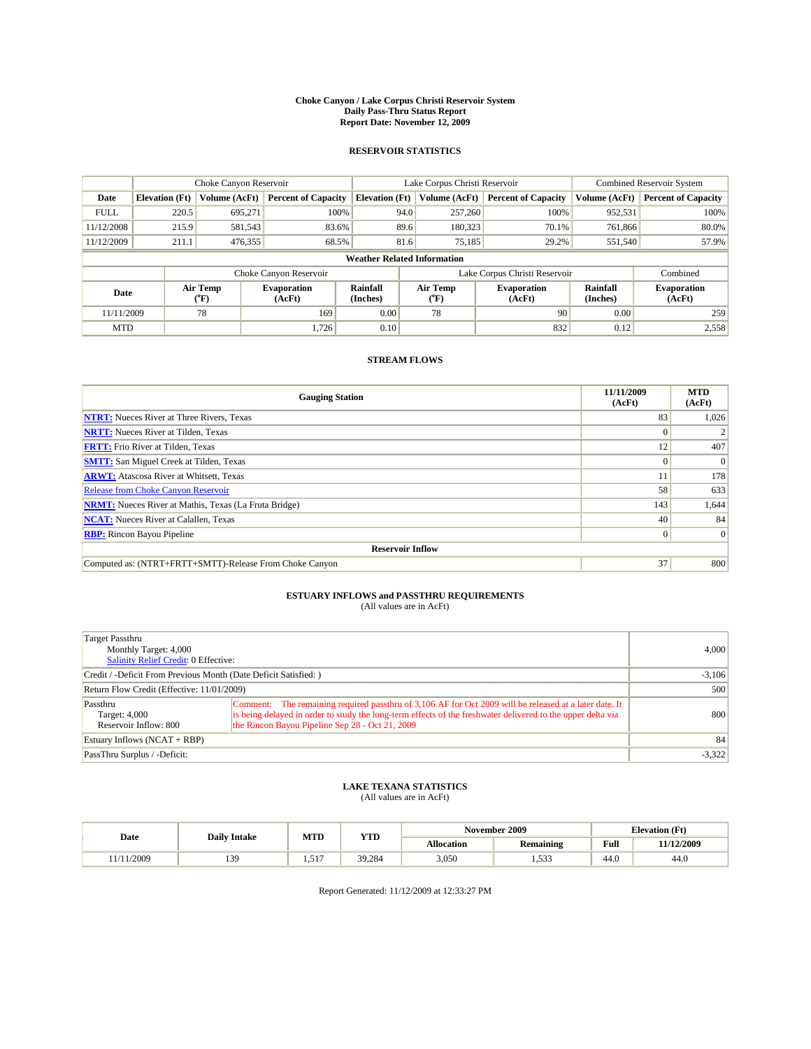# Choke Canyon / Lake Corpus Christi Reservoir System
## Daily Pass-Thru Status Report
### Report Date: November 12, 2009

## RESERVOIR STATISTICS

| | Choke Canyon Reservoir | | | Lake Corpus Christi Reservoir | | | Combined Reservoir System | |
|---|---|---|---|---|---|---|---|---|
| Date | Elevation (Ft) | Volume (AcFt) | Percent of Capacity | Elevation (Ft) | Volume (AcFt) | Percent of Capacity | Volume (AcFt) | Percent of Capacity |
| FULL | 220.5 | 695,271 | 100% | 94.0 | 257,260 | 100% | 952,531 | 100% |
| 11/12/2008 | 215.9 | 581,543 | 83.6% | 89.6 | 180,323 | 70.1% | 761,866 | 80.0% |
| 11/12/2009 | 211.1 | 476,355 | 68.5% | 81.6 | 75,185 | 29.2% | 551,540 | 57.9% |

### Weather Related Information

| | Choke Canyon Reservoir | | | Lake Corpus Christi Reservoir | | | Combined |
|---|---|---|---|---|---|---|---|
| Date | Air Temp (°F) | Evaporation (AcFt) | Rainfall (Inches) | Air Temp (°F) | Evaporation (AcFt) | Rainfall (Inches) | Evaporation (AcFt) |
| 11/11/2009 | 78 | 169 | 0.00 | 78 | 90 | 0.00 | 259 |
| MTD | | 1,726 | 0.10 | | 832 | 0.12 | 2,558 |

## STREAM FLOWS

| Gauging Station | 11/11/2009 (AcFt) | MTD (AcFt) |
|---|---|---|
| NTRT: Nueces River at Three Rivers, Texas | 83 | 1,026 |
| NRTT: Nueces River at Tilden, Texas | 0 | 2 |
| FRTT: Frio River at Tilden, Texas | 12 | 407 |
| SMTT: San Miguel Creek at Tilden, Texas | 0 | 0 |
| ARWT: Atascosa River at Whitsett, Texas | 11 | 178 |
| Release from Choke Canyon Reservoir | 58 | 633 |
| NRMT: Nueces River at Mathis, Texas (La Fruta Bridge) | 143 | 1,644 |
| NCAT: Nueces River at Calallen, Texas | 40 | 84 |
| RBP: Rincon Bayou Pipeline | 0 | 0 |
| **Reservoir Inflow** | | |
| Computed as: (NTRT+FRTT+SMTT)-Release From Choke Canyon | 37 | 800 |

## ESTUARY INFLOWS and PASSTHRU REQUIREMENTS
(All values are in AcFt)

| | | |
|---|---|---|
| Target Passthru<br>Monthly Target: 4,000<br>Salinity Relief Credit: 0 Effective: | | 4,000 |
| Credit / -Deficit From Previous Month (Date Deficit Satisfied: ) | | -3,106 |
| Return Flow Credit (Effective: 11/01/2009) | | 500 |
| Passthru<br>Target: 4,000<br>Reservoir Inflow: 800 | Comment: The remaining required passthru of 3,106 AF for Oct 2009 will be released at a later date. It is being delayed in order to study the long-term effects of the freshwater delivered to the upper delta via the Rincon Bayou Pipeline Sep 28 - Oct 21, 2009 | 800 |
| Estuary Inflows (NCAT + RBP) | | 84 |
| PassThru Surplus / -Deficit: | | -3,322 |

## LAKE TEXANA STATISTICS
(All values are in AcFt)

| Date | Daily Intake | MTD | YTD | November 2009 | | Elevation (Ft) | |
|---|---|---|---|---|---|---|---|
| | | | | Allocation | Remaining | Full | 11/12/2009 |
| 11/11/2009 | 139 | 1,517 | 39,284 | 3,050 | 1,533 | 44.0 | 44.0 |

Report Generated: 11/12/2009 at 12:33:27 PM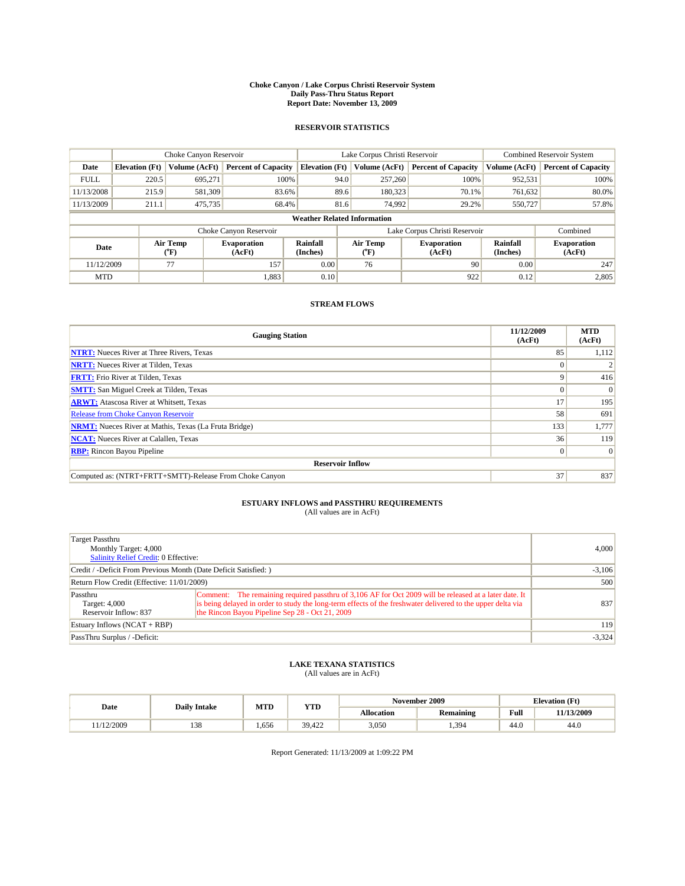# Choke Canyon / Lake Corpus Christi Reservoir System
## Daily Pass-Thru Status Report
## Report Date: November 13, 2009

### RESERVOIR STATISTICS

| | Choke Canyon Reservoir | | | Lake Corpus Christi Reservoir | | | Combined Reservoir System | |
|---|---|---|---|---|---|---|---|---|
| Date | Elevation (Ft) | Volume (AcFt) | Percent of Capacity | Elevation (Ft) | Volume (AcFt) | Percent of Capacity | Volume (AcFt) | Percent of Capacity |
| FULL | 220.5 | 695,271 | 100% | 94.0 | 257,260 | 100% | 952,531 | 100% |
| 11/13/2008 | 215.9 | 581,309 | 83.6% | 89.6 | 180,323 | 70.1% | 761,632 | 80.0% |
| 11/13/2009 | 211.1 | 475,735 | 68.4% | 81.6 | 74,992 | 29.2% | 550,727 | 57.8% |

**Weather Related Information**

| | Choke Canyon Reservoir | | | Lake Corpus Christi Reservoir | | | Combined |
|---|---|---|---|---|---|---|---|
| Date | Air Temp (°F) | Evaporation (AcFt) | Rainfall (Inches) | Air Temp (°F) | Evaporation (AcFt) | Rainfall (Inches) | Evaporation (AcFt) |
| 11/12/2009 | 77 | 157 | 0.00 | 76 | 90 | 0.00 | 247 |
| MTD | | 1,883 | 0.10 | | 922 | 0.12 | 2,805 |

### STREAM FLOWS

| Gauging Station | 11/12/2009 (AcFt) | MTD (AcFt) |
|---|---|---|
| NTRT: Nueces River at Three Rivers, Texas | 85 | 1,112 |
| NRTT: Nueces River at Tilden, Texas | 0 | 2 |
| FRTT: Frio River at Tilden, Texas | 9 | 416 |
| SMTT: San Miguel Creek at Tilden, Texas | 0 | 0 |
| ARWT: Atascosa River at Whitsett, Texas | 17 | 195 |
| Release from Choke Canyon Reservoir | 58 | 691 |
| NRMT: Nueces River at Mathis, Texas (La Fruta Bridge) | 133 | 1,777 |
| NCAT: Nueces River at Calallen, Texas | 36 | 119 |
| RBP: Rincon Bayou Pipeline | 0 | 0 |
| **Reservoir Inflow** | | |
| Computed as: (NTRT+FRTT+SMTT)-Release From Choke Canyon | 37 | 837 |

### ESTUARY INFLOWS and PASSTHRU REQUIREMENTS
(All values are in AcFt)

| | | |
|---|---|---|
| Target Passthru<br>Monthly Target: 4,000<br>Salinity Relief Credit: 0 Effective: | | 4,000 |
| Credit / -Deficit From Previous Month (Date Deficit Satisfied: ) | | -3,106 |
| Return Flow Credit (Effective: 11/01/2009) | | 500 |
| Passthru<br>Target: 4,000<br>Reservoir Inflow: 837 | Comment: The remaining required passthru of 3,106 AF for Oct 2009 will be released at a later date. It is being delayed in order to study the long-term effects of the freshwater delivered to the upper delta via the Rincon Bayou Pipeline Sep 28 - Oct 21, 2009 | 837 |
| Estuary Inflows (NCAT + RBP) | | 119 |
| PassThru Surplus / -Deficit: | | -3,324 |

### LAKE TEXANA STATISTICS
(All values are in AcFt)

| Date | Daily Intake | MTD | YTD | November 2009 | | Elevation (Ft) | |
|---|---|---|---|---|---|---|---|
| | | | | Allocation | Remaining | Full | 11/13/2009 |
| 11/12/2009 | 138 | 1,656 | 39,422 | 3,050 | 1,394 | 44.0 | 44.0 |

Report Generated: 11/13/2009 at 1:09:22 PM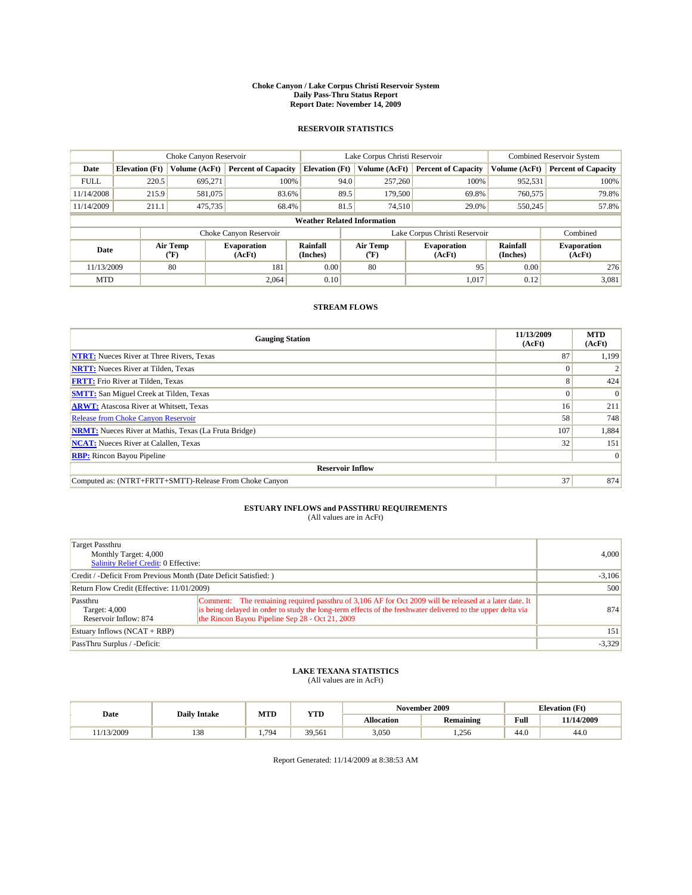# Choke Canyon / Lake Corpus Christi Reservoir System
## Daily Pass-Thru Status Report
### Report Date: November 14, 2009

## RESERVOIR STATISTICS

| | Choke Canyon Reservoir | | | Lake Corpus Christi Reservoir | | | Combined Reservoir System | |
|---|---|---|---|---|---|---|---|---|
| Date | Elevation (Ft) | Volume (AcFt) | Percent of Capacity | Elevation (Ft) | Volume (AcFt) | Percent of Capacity | Volume (AcFt) | Percent of Capacity |
| FULL | 220.5 | 695,271 | 100% | 94.0 | 257,260 | 100% | 952,531 | 100% |
| 11/14/2008 | 215.9 | 581,075 | 83.6% | 89.5 | 179,500 | 69.8% | 760,575 | 79.8% |
| 11/14/2009 | 211.1 | 475,735 | 68.4% | 81.5 | 74,510 | 29.0% | 550,245 | 57.8% |

**Weather Related Information**

| | Choke Canyon Reservoir | | | Lake Corpus Christi Reservoir | | | Combined |
|---|---|---|---|---|---|---|---|
| Date | Air Temp (°F) | Evaporation (AcFt) | Rainfall (Inches) | Air Temp (°F) | Evaporation (AcFt) | Rainfall (Inches) | Evaporation (AcFt) |
| 11/13/2009 | 80 | 181 | 0.00 | 80 | 95 | 0.00 | 276 |
| MTD | | 2,064 | 0.10 | | 1,017 | 0.12 | 3,081 |

## STREAM FLOWS

| Gauging Station | 11/13/2009 (AcFt) | MTD (AcFt) |
|---|---|---|
| NTRT: Nueces River at Three Rivers, Texas | 87 | 1,199 |
| NRTT: Nueces River at Tilden, Texas | 0 | 2 |
| FRTT: Frio River at Tilden, Texas | 8 | 424 |
| SMTT: San Miguel Creek at Tilden, Texas | 0 | 0 |
| ARWT: Atascosa River at Whitsett, Texas | 16 | 211 |
| Release from Choke Canyon Reservoir | 58 | 748 |
| NRMT: Nueces River at Mathis, Texas (La Fruta Bridge) | 107 | 1,884 |
| NCAT: Nueces River at Calallen, Texas | 32 | 151 |
| RBP: Rincon Bayou Pipeline | | 0 |
| **Reservoir Inflow** | | |
| Computed as: (NTRT+FRTT+SMTT)-Release From Choke Canyon | 37 | 874 |

## ESTUARY INFLOWS and PASSTHRU REQUIREMENTS
(All values are in AcFt)

| | | |
|---|---|---|
| Target Passthru<br>Monthly Target: 4,000<br>Salinity Relief Credit: 0 Effective: | | 4,000 |
| Credit / -Deficit From Previous Month (Date Deficit Satisfied: ) | | -3,106 |
| Return Flow Credit (Effective: 11/01/2009) | | 500 |
| Passthru<br>Target: 4,000<br>Reservoir Inflow: 874 | Comment: The remaining required passthru of 3,106 AF for Oct 2009 will be released at a later date. It is being delayed in order to study the long-term effects of the freshwater delivered to the upper delta via the Rincon Bayou Pipeline Sep 28 - Oct 21, 2009 | 874 |
| Estuary Inflows (NCAT + RBP) | | 151 |
| PassThru Surplus / -Deficit: | | -3,329 |

## LAKE TEXANA STATISTICS
(All values are in AcFt)

| Date | Daily Intake | MTD | YTD | November 2009 | | Elevation (Ft) | |
|---|---|---|---|---|---|---|---|
| | | | | Allocation | Remaining | Full | 11/14/2009 |
| 11/13/2009 | 138 | 1,794 | 39,561 | 3,050 | 1,256 | 44.0 | 44.0 |

Report Generated: 11/14/2009 at 8:38:53 AM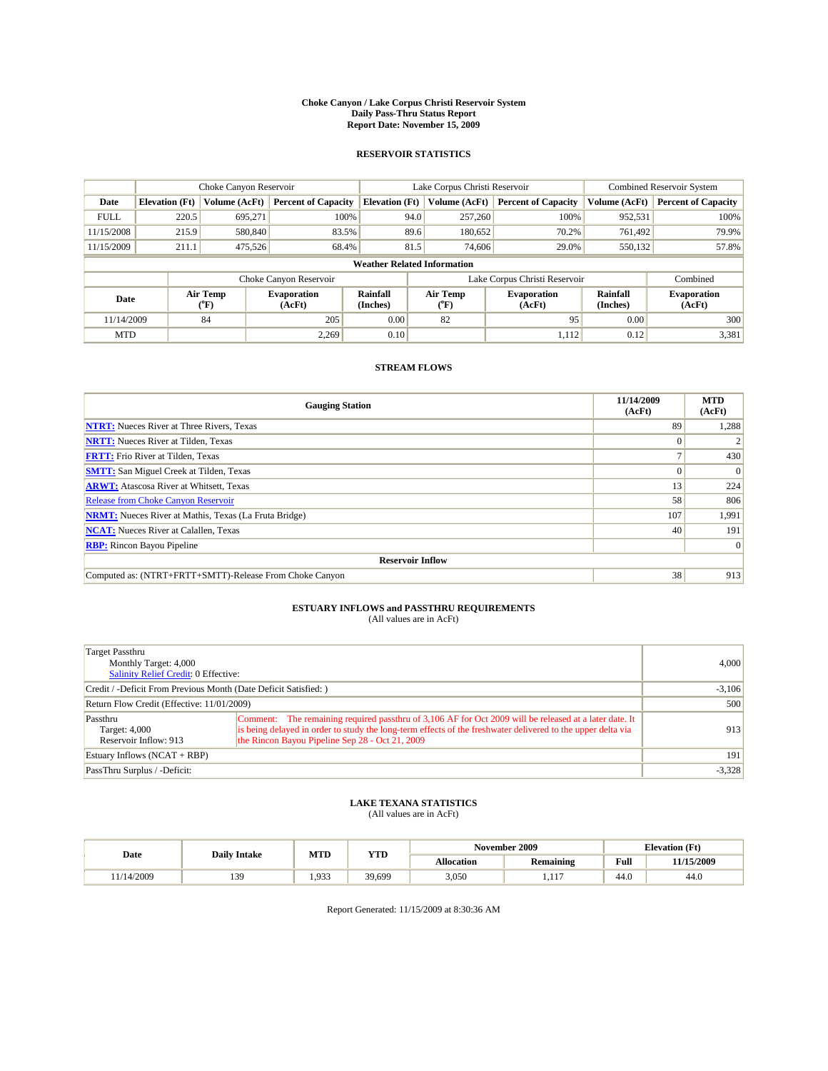# Choke Canyon / Lake Corpus Christi Reservoir System
## Daily Pass-Thru Status Report
### Report Date: November 15, 2009

## RESERVOIR STATISTICS

| | Choke Canyon Reservoir | | | Lake Corpus Christi Reservoir | | | Combined Reservoir System | |
|---|---|---|---|---|---|---|---|---|
| Date | Elevation (Ft) | Volume (AcFt) | Percent of Capacity | Elevation (Ft) | Volume (AcFt) | Percent of Capacity | Volume (AcFt) | Percent of Capacity |
| FULL | 220.5 | 695,271 | 100% | 94.0 | 257,260 | 100% | 952,531 | 100% |
| 11/15/2008 | 215.9 | 580,840 | 83.5% | 89.6 | 180,652 | 70.2% | 761,492 | 79.9% |
| 11/15/2009 | 211.1 | 475,526 | 68.4% | 81.5 | 74,606 | 29.0% | 550,132 | 57.8% |

**Weather Related Information**

| | Choke Canyon Reservoir | | | Lake Corpus Christi Reservoir | | | Combined |
|---|---|---|---|---|---|---|---|
| Date | Air Temp (°F) | Evaporation (AcFt) | Rainfall (Inches) | Air Temp (°F) | Evaporation (AcFt) | Rainfall (Inches) | Evaporation (AcFt) |
| 11/14/2009 | 84 | 205 | 0.00 | 82 | 95 | 0.00 | 300 |
| MTD | | 2,269 | 0.10 | | 1,112 | 0.12 | 3,381 |

## STREAM FLOWS

| Gauging Station | 11/14/2009 (AcFt) | MTD (AcFt) |
|---|---|---|
| NTRT: Nueces River at Three Rivers, Texas | 89 | 1,288 |
| NRTT: Nueces River at Tilden, Texas | 0 | 2 |
| FRTT: Frio River at Tilden, Texas | 7 | 430 |
| SMTT: San Miguel Creek at Tilden, Texas | 0 | 0 |
| ARWT: Atascosa River at Whitsett, Texas | 13 | 224 |
| Release from Choke Canyon Reservoir | 58 | 806 |
| NRMT: Nueces River at Mathis, Texas (La Fruta Bridge) | 107 | 1,991 |
| NCAT: Nueces River at Calallen, Texas | 40 | 191 |
| RBP: Rincon Bayou Pipeline | | 0 |
| **Reservoir Inflow** | | |
| Computed as: (NTRT+FRTT+SMTT)-Release From Choke Canyon | 38 | 913 |

## ESTUARY INFLOWS and PASSTHRU REQUIREMENTS
(All values are in AcFt)

| | | |
|---|---|---|
| Target Passthru<br>Monthly Target: 4,000<br>Salinity Relief Credit: 0 Effective: | | 4,000 |
| Credit / -Deficit From Previous Month (Date Deficit Satisfied: ) | | -3,106 |
| Return Flow Credit (Effective: 11/01/2009) | | 500 |
| Passthru<br>Target: 4,000<br>Reservoir Inflow: 913 | Comment: The remaining required passthru of 3,106 AF for Oct 2009 will be released at a later date. It is being delayed in order to study the long-term effects of the freshwater delivered to the upper delta via the Rincon Bayou Pipeline Sep 28 - Oct 21, 2009 | 913 |
| Estuary Inflows (NCAT + RBP) | | 191 |
| PassThru Surplus / -Deficit: | | -3,328 |

## LAKE TEXANA STATISTICS
(All values are in AcFt)

| Date | Daily Intake | MTD | YTD | November 2009 | | Elevation (Ft) | |
|---|---|---|---|---|---|---|---|
| | | | | Allocation | Remaining | Full | 11/15/2009 |
| 11/14/2009 | 139 | 1,933 | 39,699 | 3,050 | 1,117 | 44.0 | 44.0 |

Report Generated: 11/15/2009 at 8:30:36 AM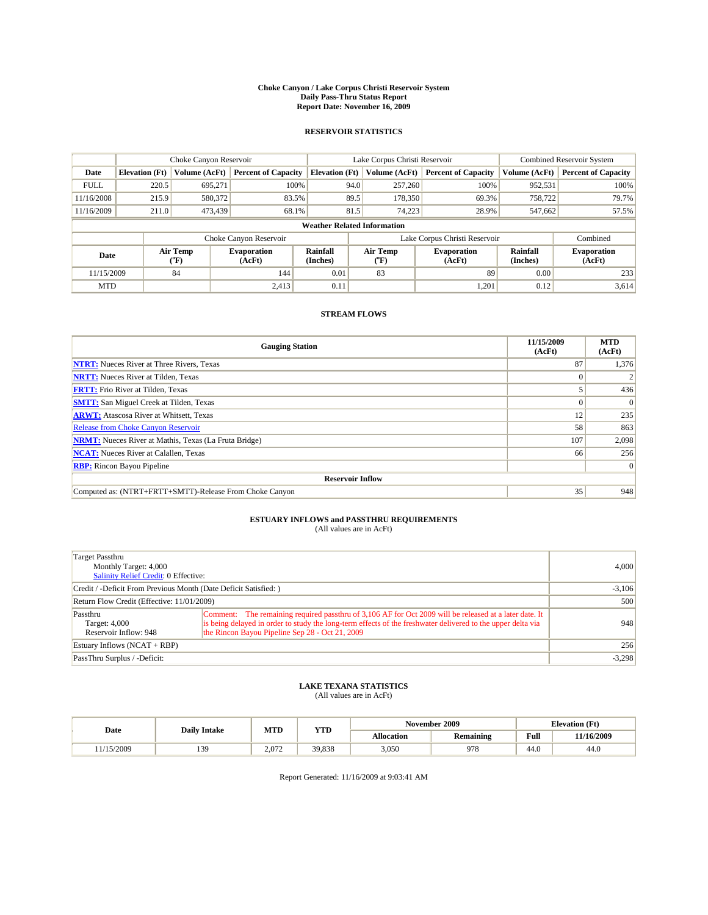**Choke Canyon / Lake Corpus Christi Reservoir System**
**Daily Pass-Thru Status Report**
**Report Date: November 16, 2009**

## RESERVOIR STATISTICS

| | Choke Canyon Reservoir | | | Lake Corpus Christi Reservoir | | | Combined Reservoir System | |
|---|---|---|---|---|---|---|---|---|
| **Date** | **Elevation (Ft)** | **Volume (AcFt)** | **Percent of Capacity** | **Elevation (Ft)** | **Volume (AcFt)** | **Percent of Capacity** | **Volume (AcFt)** | **Percent of Capacity** |
| FULL | 220.5 | 695,271 | 100% | 94.0 | 257,260 | 100% | 952,531 | 100% |
| 11/16/2008 | 215.9 | 580,372 | 83.5% | 89.5 | 178,350 | 69.3% | 758,722 | 79.7% |
| 11/16/2009 | 211.0 | 473,439 | 68.1% | 81.5 | 74,223 | 28.9% | 547,662 | 57.5% |

**Weather Related Information**

| | Choke Canyon Reservoir | | | Lake Corpus Christi Reservoir | | | Combined |
|---|---|---|---|---|---|---|---|
| **Date** | **Air Temp (°F)** | **Evaporation (AcFt)** | **Rainfall (Inches)** | **Air Temp (°F)** | **Evaporation (AcFt)** | **Rainfall (Inches)** | **Evaporation (AcFt)** |
| 11/15/2009 | 84 | 144 | 0.01 | 83 | 89 | 0.00 | 233 |
| MTD | | 2,413 | 0.11 | | 1,201 | 0.12 | 3,614 |

## STREAM FLOWS

| Gauging Station | 11/15/2009 (AcFt) | MTD (AcFt) |
|---|---|---|
| **NTRT:** Nueces River at Three Rivers, Texas | 87 | 1,376 |
| **NRTT:** Nueces River at Tilden, Texas | 0 | 2 |
| **FRTT:** Frio River at Tilden, Texas | 5 | 436 |
| **SMTT:** San Miguel Creek at Tilden, Texas | 0 | 0 |
| **ARWT:** Atascosa River at Whitsett, Texas | 12 | 235 |
| Release from Choke Canyon Reservoir | 58 | 863 |
| **NRMT:** Nueces River at Mathis, Texas (La Fruta Bridge) | 107 | 2,098 |
| **NCAT:** Nueces River at Calallen, Texas | 66 | 256 |
| **RBP:** Rincon Bayou Pipeline | | 0 |
| **Reservoir Inflow** | | |
| Computed as: (NTRT+FRTT+SMTT)-Release From Choke Canyon | 35 | 948 |

## ESTUARY INFLOWS and PASSTHRU REQUIREMENTS
(All values are in AcFt)

| | | |
|---|---|---|
| Target Passthru<br>Monthly Target: 4,000<br>Salinity Relief Credit: 0 Effective: | | 4,000 |
| Credit / -Deficit From Previous Month (Date Deficit Satisfied: ) | | -3,106 |
| Return Flow Credit (Effective: 11/01/2009) | | 500 |
| Passthru<br>Target: 4,000<br>Reservoir Inflow: 948 | Comment: The remaining required passthru of 3,106 AF for Oct 2009 will be released at a later date. It is being delayed in order to study the long-term effects of the freshwater delivered to the upper delta via the Rincon Bayou Pipeline Sep 28 - Oct 21, 2009 | 948 |
| Estuary Inflows (NCAT + RBP) | | 256 |
| PassThru Surplus / -Deficit: | | -3,298 |

## LAKE TEXANA STATISTICS
(All values are in AcFt)

| Date | Daily Intake | MTD | YTD | November 2009 | | Elevation (Ft) | |
|---|---|---|---|---|---|---|---|
| | | | | **Allocation** | **Remaining** | **Full** | **11/16/2009** |
| 11/15/2009 | 139 | 2,072 | 39,838 | 3,050 | 978 | 44.0 | 44.0 |

Report Generated: 11/16/2009 at 9:03:41 AM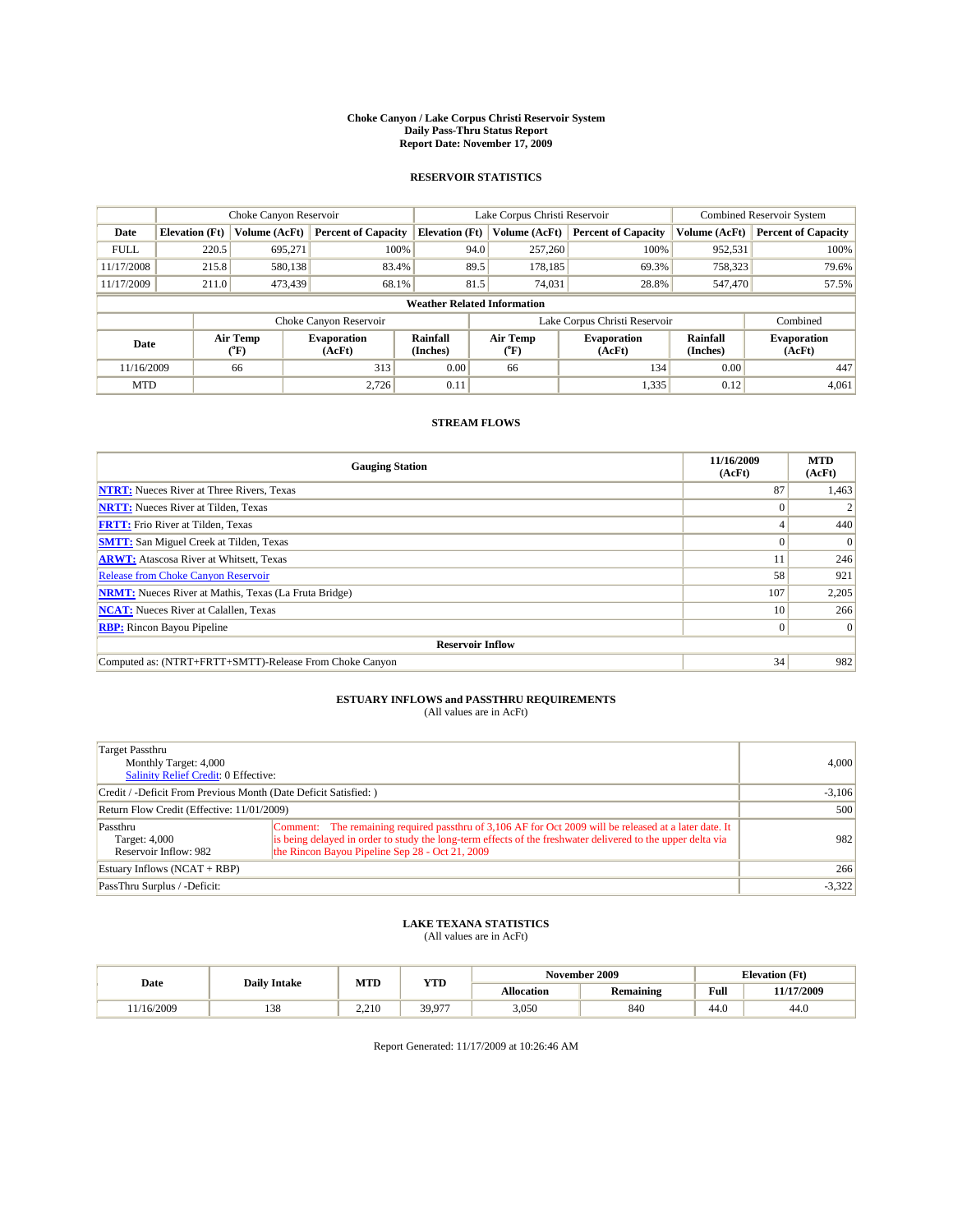**Choke Canyon / Lake Corpus Christi Reservoir System**
**Daily Pass-Thru Status Report**
**Report Date: November 17, 2009**

## RESERVOIR STATISTICS

| | Choke Canyon Reservoir | | | Lake Corpus Christi Reservoir | | | Combined Reservoir System | |
|---|---|---|---|---|---|---|---|---|
| Date | Elevation (Ft) | Volume (AcFt) | Percent of Capacity | Elevation (Ft) | Volume (AcFt) | Percent of Capacity | Volume (AcFt) | Percent of Capacity |
| FULL | 220.5 | 695,271 | 100% | 94.0 | 257,260 | 100% | 952,531 | 100% |
| 11/17/2008 | 215.8 | 580,138 | 83.4% | 89.5 | 178,185 | 69.3% | 758,323 | 79.6% |
| 11/17/2009 | 211.0 | 473,439 | 68.1% | 81.5 | 74,031 | 28.8% | 547,470 | 57.5% |

**Weather Related Information**

| | Choke Canyon Reservoir | | | Lake Corpus Christi Reservoir | | | Combined |
|---|---|---|---|---|---|---|---|
| Date | Air Temp (°F) | Evaporation (AcFt) | Rainfall (Inches) | Air Temp (°F) | Evaporation (AcFt) | Rainfall (Inches) | Evaporation (AcFt) |
| 11/16/2009 | 66 | 313 | 0.00 | 66 | 134 | 0.00 | 447 |
| MTD | | 2,726 | 0.11 | | 1,335 | 0.12 | 4,061 |

## STREAM FLOWS

| Gauging Station | 11/16/2009 (AcFt) | MTD (AcFt) |
|---|---|---|
| NTRT: Nueces River at Three Rivers, Texas | 87 | 1,463 |
| NRTT: Nueces River at Tilden, Texas | 0 | 2 |
| FRTT: Frio River at Tilden, Texas | 4 | 440 |
| SMTT: San Miguel Creek at Tilden, Texas | 0 | 0 |
| ARWT: Atascosa River at Whitsett, Texas | 11 | 246 |
| Release from Choke Canyon Reservoir | 58 | 921 |
| NRMT: Nueces River at Mathis, Texas (La Fruta Bridge) | 107 | 2,205 |
| NCAT: Nueces River at Calallen, Texas | 10 | 266 |
| RBP: Rincon Bayou Pipeline | 0 | 0 |
| **Reservoir Inflow** | | |
| Computed as: (NTRT+FRTT+SMTT)-Release From Choke Canyon | 34 | 982 |

## ESTUARY INFLOWS and PASSTHRU REQUIREMENTS

(All values are in AcFt)

| | | |
|---|---|---|
| Target Passthru<br>Monthly Target: 4,000<br>Salinity Relief Credit: 0 Effective: | | 4,000 |
| Credit / -Deficit From Previous Month (Date Deficit Satisfied: ) | | -3,106 |
| Return Flow Credit (Effective: 11/01/2009) | | 500 |
| Passthru<br>Target: 4,000<br>Reservoir Inflow: 982 | Comment: The remaining required passthru of 3,106 AF for Oct 2009 will be released at a later date. It is being delayed in order to study the long-term effects of the freshwater delivered to the upper delta via the Rincon Bayou Pipeline Sep 28 - Oct 21, 2009 | 982 |
| Estuary Inflows (NCAT + RBP) | | 266 |
| PassThru Surplus / -Deficit: | | -3,322 |

## LAKE TEXANA STATISTICS

(All values are in AcFt)

| Date | Daily Intake | MTD | YTD | November 2009 | | Elevation (Ft) | |
|---|---|---|---|---|---|---|---|
| | | | | Allocation | Remaining | Full | 11/17/2009 |
| 11/16/2009 | 138 | 2,210 | 39,977 | 3,050 | 840 | 44.0 | 44.0 |

Report Generated: 11/17/2009 at 10:26:46 AM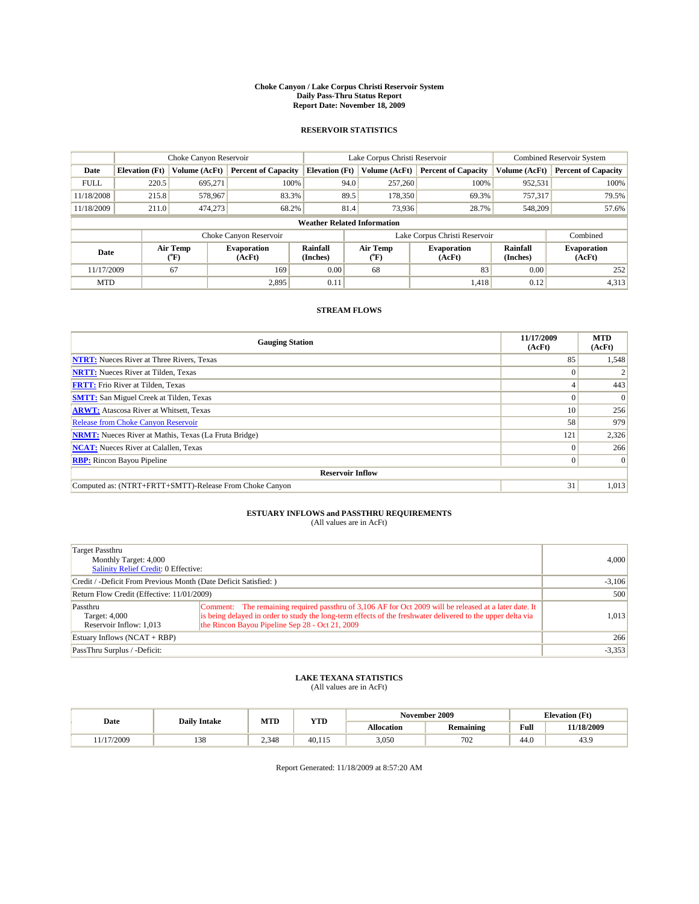# Choke Canyon / Lake Corpus Christi Reservoir System
## Daily Pass-Thru Status Report
### Report Date: November 18, 2009

## RESERVOIR STATISTICS

| | Choke Canyon Reservoir | | | Lake Corpus Christi Reservoir | | | Combined Reservoir System | |
|---|---|---|---|---|---|---|---|---|
| Date | Elevation (Ft) | Volume (AcFt) | Percent of Capacity | Elevation (Ft) | Volume (AcFt) | Percent of Capacity | Volume (AcFt) | Percent of Capacity |
| FULL | 220.5 | 695,271 | 100% | 94.0 | 257,260 | 100% | 952,531 | 100% |
| 11/18/2008 | 215.8 | 578,967 | 83.3% | 89.5 | 178,350 | 69.3% | 757,317 | 79.5% |
| 11/18/2009 | 211.0 | 474,273 | 68.2% | 81.4 | 73,936 | 28.7% | 548,209 | 57.6% |

**Weather Related Information**

| | Choke Canyon Reservoir | | | Lake Corpus Christi Reservoir | | | Combined |
|---|---|---|---|---|---|---|---|
| Date | Air Temp (°F) | Evaporation (AcFt) | Rainfall (Inches) | Air Temp (°F) | Evaporation (AcFt) | Rainfall (Inches) | Evaporation (AcFt) |
| 11/17/2009 | 67 | 169 | 0.00 | 68 | 83 | 0.00 | 252 |
| MTD | | 2,895 | 0.11 | | 1,418 | 0.12 | 4,313 |

## STREAM FLOWS

| Gauging Station | 11/17/2009 (AcFt) | MTD (AcFt) |
|---|---|---|
| **NTRT:** Nueces River at Three Rivers, Texas | 85 | 1,548 |
| **NRTT:** Nueces River at Tilden, Texas | 0 | 2 |
| **FRTT:** Frio River at Tilden, Texas | 4 | 443 |
| **SMTT:** San Miguel Creek at Tilden, Texas | 0 | 0 |
| **ARWT:** Atascosa River at Whitsett, Texas | 10 | 256 |
| Release from Choke Canyon Reservoir | 58 | 979 |
| **NRMT:** Nueces River at Mathis, Texas (La Fruta Bridge) | 121 | 2,326 |
| **NCAT:** Nueces River at Calallen, Texas | 0 | 266 |
| **RBP:** Rincon Bayou Pipeline | 0 | 0 |
| **Reservoir Inflow** | | |
| Computed as: (NTRT+FRTT+SMTT)-Release From Choke Canyon | 31 | 1,013 |

## ESTUARY INFLOWS and PASSTHRU REQUIREMENTS
(All values are in AcFt)

| | | |
|---|---|---|
| Target Passthru<br>Monthly Target: 4,000<br>Salinity Relief Credit: 0 Effective: | | 4,000 |
| Credit / -Deficit From Previous Month (Date Deficit Satisfied: ) | | -3,106 |
| Return Flow Credit (Effective: 11/01/2009) | | 500 |
| Passthru<br>Target: 4,000<br>Reservoir Inflow: 1,013 | Comment: The remaining required passthru of 3,106 AF for Oct 2009 will be released at a later date. It is being delayed in order to study the long-term effects of the freshwater delivered to the upper delta via the Rincon Bayou Pipeline Sep 28 - Oct 21, 2009 | 1,013 |
| Estuary Inflows (NCAT + RBP) | | 266 |
| PassThru Surplus / -Deficit: | | -3,353 |

## LAKE TEXANA STATISTICS
(All values are in AcFt)

| Date | Daily Intake | MTD | YTD | November 2009 | | Elevation (Ft) | |
|---|---|---|---|---|---|---|---|
| | | | | Allocation | Remaining | Full | 11/18/2009 |
| 11/17/2009 | 138 | 2,348 | 40,115 | 3,050 | 702 | 44.0 | 43.9 |

Report Generated: 11/18/2009 at 8:57:20 AM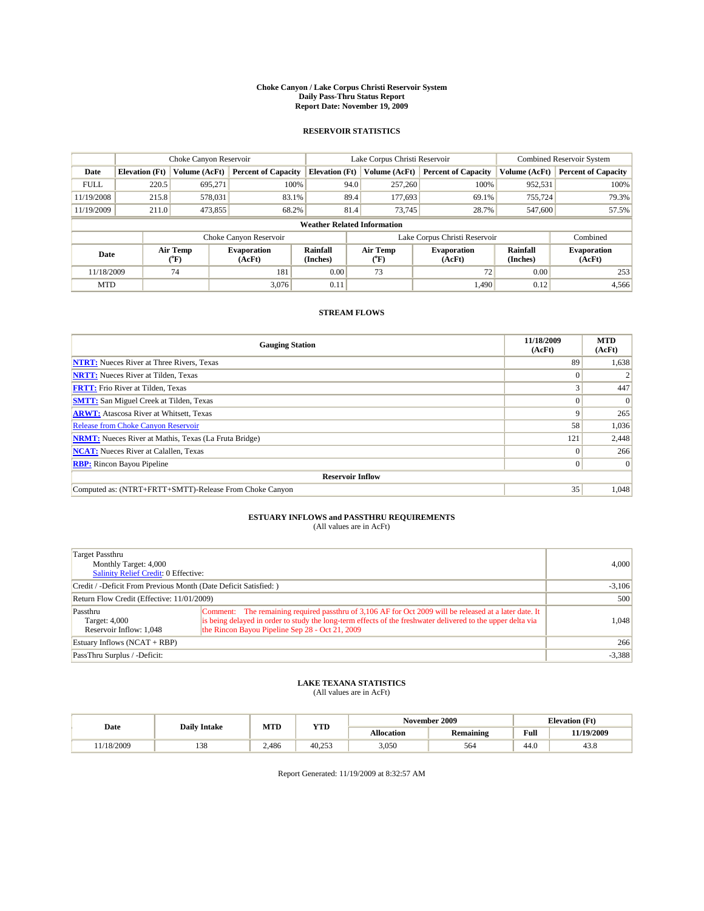# Choke Canyon / Lake Corpus Christi Reservoir System
## Daily Pass-Thru Status Report
### Report Date: November 19, 2009

## RESERVOIR STATISTICS

| | Choke Canyon Reservoir | | | Lake Corpus Christi Reservoir | | | Combined Reservoir System | |
|---|---|---|---|---|---|---|---|---|
| Date | Elevation (Ft) | Volume (AcFt) | Percent of Capacity | Elevation (Ft) | Volume (AcFt) | Percent of Capacity | Volume (AcFt) | Percent of Capacity |
| FULL | 220.5 | 695,271 | 100% | 94.0 | 257,260 | 100% | 952,531 | 100% |
| 11/19/2008 | 215.8 | 578,031 | 83.1% | 89.4 | 177,693 | 69.1% | 755,724 | 79.3% |
| 11/19/2009 | 211.0 | 473,855 | 68.2% | 81.4 | 73,745 | 28.7% | 547,600 | 57.5% |

**Weather Related Information**

| | Choke Canyon Reservoir | | | Lake Corpus Christi Reservoir | | | Combined |
|---|---|---|---|---|---|---|---|
| Date | Air Temp (°F) | Evaporation (AcFt) | Rainfall (Inches) | Air Temp (°F) | Evaporation (AcFt) | Rainfall (Inches) | Evaporation (AcFt) |
| 11/18/2009 | 74 | 181 | 0.00 | 73 | 72 | 0.00 | 253 |
| MTD | | 3,076 | 0.11 | | 1,490 | 0.12 | 4,566 |

## STREAM FLOWS

| Gauging Station | 11/18/2009 (AcFt) | MTD (AcFt) |
|---|---|---|
| NTRT: Nueces River at Three Rivers, Texas | 89 | 1,638 |
| NRTT: Nueces River at Tilden, Texas | 0 | 2 |
| FRTT: Frio River at Tilden, Texas | 3 | 447 |
| SMTT: San Miguel Creek at Tilden, Texas | 0 | 0 |
| ARWT: Atascosa River at Whitsett, Texas | 9 | 265 |
| Release from Choke Canyon Reservoir | 58 | 1,036 |
| NRMT: Nueces River at Mathis, Texas (La Fruta Bridge) | 121 | 2,448 |
| NCAT: Nueces River at Calallen, Texas | 0 | 266 |
| RBP: Rincon Bayou Pipeline | 0 | 0 |
| **Reservoir Inflow** | | |
| Computed as: (NTRT+FRTT+SMTT)-Release From Choke Canyon | 35 | 1,048 |

## ESTUARY INFLOWS and PASSTHRU REQUIREMENTS
(All values are in AcFt)

| | | |
|---|---|---|
| Target Passthru<br>Monthly Target: 4,000<br>Salinity Relief Credit: 0 Effective: | | 4,000 |
| Credit / -Deficit From Previous Month (Date Deficit Satisfied: ) | | -3,106 |
| Return Flow Credit (Effective: 11/01/2009) | | 500 |
| Passthru<br>Target: 4,000<br>Reservoir Inflow: 1,048 | Comment: The remaining required passthru of 3,106 AF for Oct 2009 will be released at a later date. It is being delayed in order to study the long-term effects of the freshwater delivered to the upper delta via the Rincon Bayou Pipeline Sep 28 - Oct 21, 2009 | 1,048 |
| Estuary Inflows (NCAT + RBP) | | 266 |
| PassThru Surplus / -Deficit: | | -3,388 |

## LAKE TEXANA STATISTICS
(All values are in AcFt)

| Date | Daily Intake | MTD | YTD | November 2009 | | Elevation (Ft) | |
|---|---|---|---|---|---|---|---|
| | | | | Allocation | Remaining | Full | 11/19/2009 |
| 11/18/2009 | 138 | 2,486 | 40,253 | 3,050 | 564 | 44.0 | 43.8 |

Report Generated: 11/19/2009 at 8:32:57 AM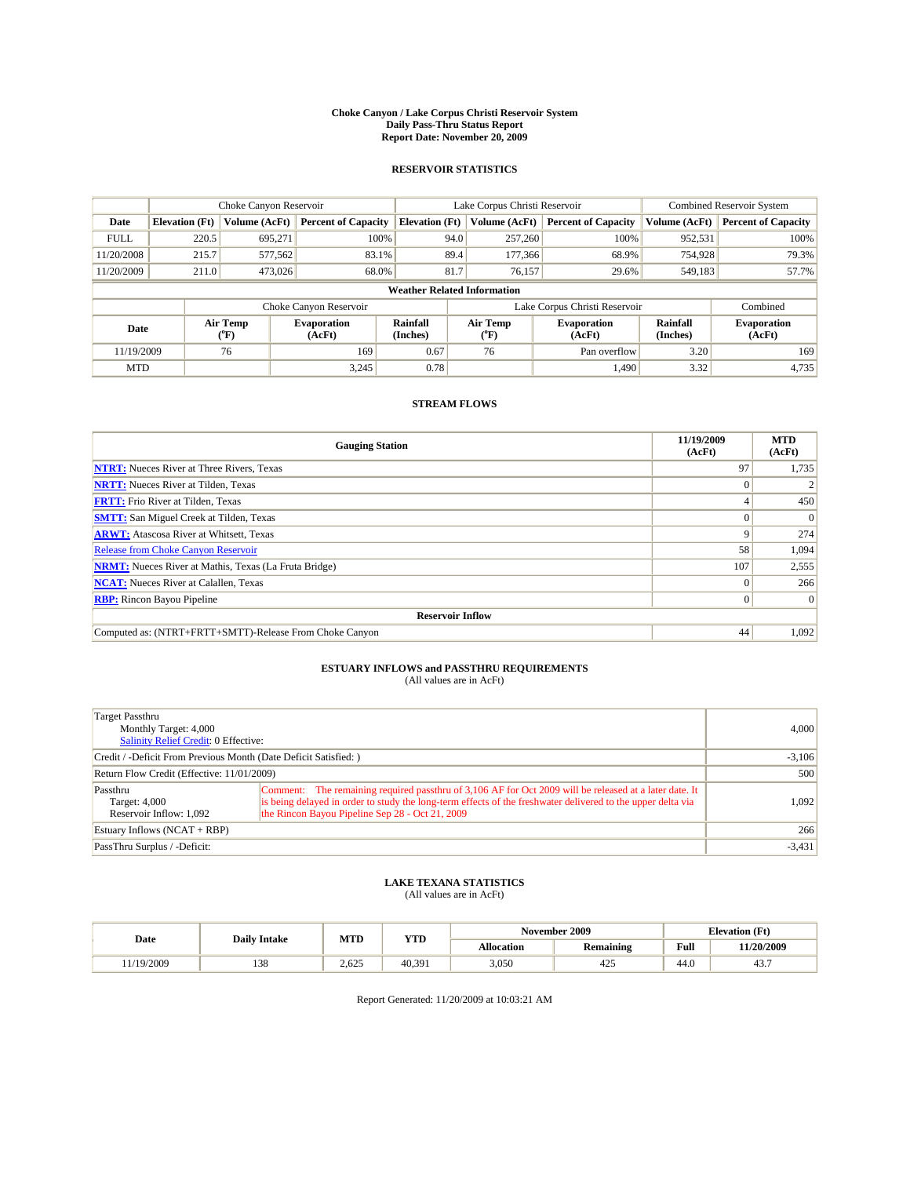# Choke Canyon / Lake Corpus Christi Reservoir System
## Daily Pass-Thru Status Report
## Report Date: November 20, 2009

### RESERVOIR STATISTICS

| | Choke Canyon Reservoir | | | Lake Corpus Christi Reservoir | | | Combined Reservoir System | |
|---|---|---|---|---|---|---|---|---|
| Date | Elevation (Ft) | Volume (AcFt) | Percent of Capacity | Elevation (Ft) | Volume (AcFt) | Percent of Capacity | Volume (AcFt) | Percent of Capacity |
| FULL | 220.5 | 695,271 | 100% | 94.0 | 257,260 | 100% | 952,531 | 100% |
| 11/20/2008 | 215.7 | 577,562 | 83.1% | 89.4 | 177,366 | 68.9% | 754,928 | 79.3% |
| 11/20/2009 | 211.0 | 473,026 | 68.0% | 81.7 | 76,157 | 29.6% | 549,183 | 57.7% |

**Weather Related Information**

| | Choke Canyon Reservoir | | | Lake Corpus Christi Reservoir | | | Combined |
|---|---|---|---|---|---|---|---|
| Date | Air Temp (°F) | Evaporation (AcFt) | Rainfall (Inches) | Air Temp (°F) | Evaporation (AcFt) | Rainfall (Inches) | Evaporation (AcFt) |
| 11/19/2009 | 76 | 169 | 0.67 | 76 | Pan overflow | 3.20 | 169 |
| MTD | | 3,245 | 0.78 | | 1,490 | 3.32 | 4,735 |

### STREAM FLOWS

| Gauging Station | 11/19/2009 (AcFt) | MTD (AcFt) |
|---|---|---|
| **NTRT:** Nueces River at Three Rivers, Texas | 97 | 1,735 |
| **NRTT:** Nueces River at Tilden, Texas | 0 | 2 |
| **FRTT:** Frio River at Tilden, Texas | 4 | 450 |
| **SMTT:** San Miguel Creek at Tilden, Texas | 0 | 0 |
| **ARWT:** Atascosa River at Whitsett, Texas | 9 | 274 |
| Release from Choke Canyon Reservoir | 58 | 1,094 |
| **NRMT:** Nueces River at Mathis, Texas (La Fruta Bridge) | 107 | 2,555 |
| **NCAT:** Nueces River at Calallen, Texas | 0 | 266 |
| **RBP:** Rincon Bayou Pipeline | 0 | 0 |
| **Reservoir Inflow** | | |
| Computed as: (NTRT+FRTT+SMTT)-Release From Choke Canyon | 44 | 1,092 |

### ESTUARY INFLOWS and PASSTHRU REQUIREMENTS
(All values are in AcFt)

| | | |
|---|---|---|
| Target Passthru<br>Monthly Target: 4,000<br>Salinity Relief Credit: 0 Effective: | | 4,000 |
| Credit / -Deficit From Previous Month (Date Deficit Satisfied: ) | | -3,106 |
| Return Flow Credit (Effective: 11/01/2009) | | 500 |
| Passthru<br>Target: 4,000<br>Reservoir Inflow: 1,092 | Comment: The remaining required passthru of 3,106 AF for Oct 2009 will be released at a later date. It is being delayed in order to study the long-term effects of the freshwater delivered to the upper delta via the Rincon Bayou Pipeline Sep 28 - Oct 21, 2009 | 1,092 |
| Estuary Inflows (NCAT + RBP) | | 266 |
| PassThru Surplus / -Deficit: | | -3,431 |

### LAKE TEXANA STATISTICS
(All values are in AcFt)

| Date | Daily Intake | MTD | YTD | November 2009 | | Elevation (Ft) | |
|---|---|---|---|---|---|---|---|
| | | | | Allocation | Remaining | Full | 11/20/2009 |
| 11/19/2009 | 138 | 2,625 | 40,391 | 3,050 | 425 | 44.0 | 43.7 |

Report Generated: 11/20/2009 at 10:03:21 AM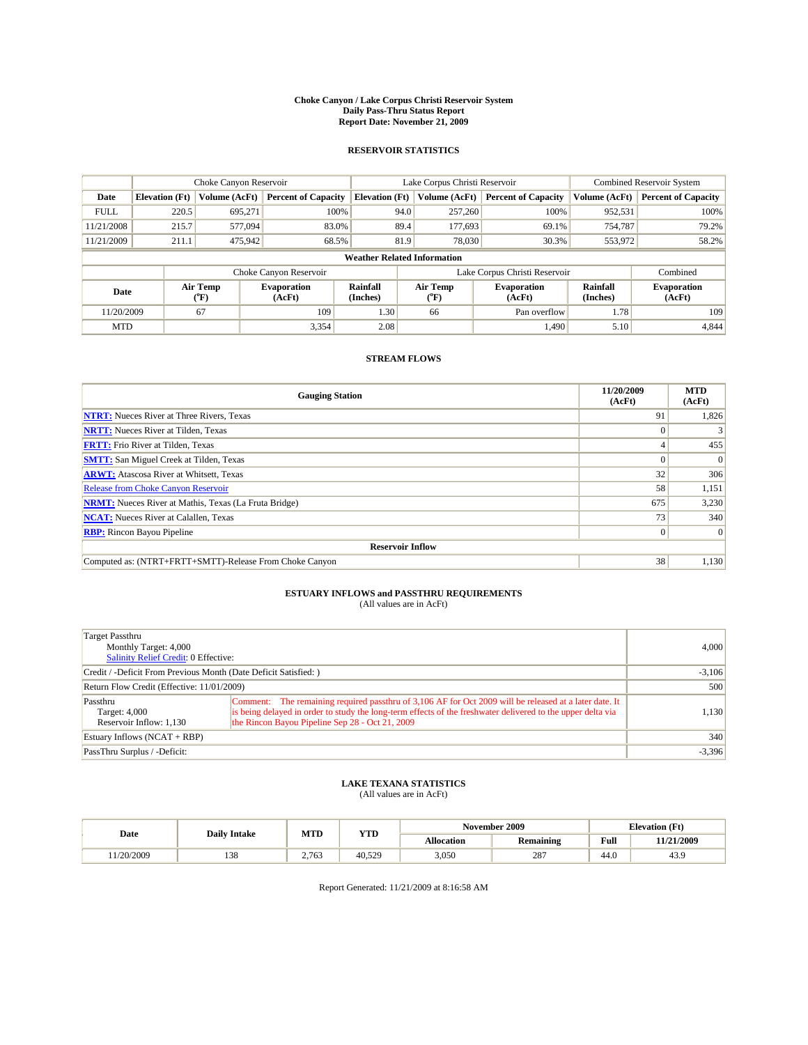# Choke Canyon / Lake Corpus Christi Reservoir System
## Daily Pass-Thru Status Report
### Report Date: November 21, 2009

## RESERVOIR STATISTICS

| | Choke Canyon Reservoir | | | Lake Corpus Christi Reservoir | | | Combined Reservoir System | |
|---|---|---|---|---|---|---|---|---|
| Date | Elevation (Ft) | Volume (AcFt) | Percent of Capacity | Elevation (Ft) | Volume (AcFt) | Percent of Capacity | Volume (AcFt) | Percent of Capacity |
| FULL | 220.5 | 695,271 | 100% | 94.0 | 257,260 | 100% | 952,531 | 100% |
| 11/21/2008 | 215.7 | 577,094 | 83.0% | 89.4 | 177,693 | 69.1% | 754,787 | 79.2% |
| 11/21/2009 | 211.1 | 475,942 | 68.5% | 81.9 | 78,030 | 30.3% | 553,972 | 58.2% |

### Weather Related Information

| | Choke Canyon Reservoir | | | Lake Corpus Christi Reservoir | | | Combined |
|---|---|---|---|---|---|---|---|
| Date | Air Temp (°F) | Evaporation (AcFt) | Rainfall (Inches) | Air Temp (°F) | Evaporation (AcFt) | Rainfall (Inches) | Evaporation (AcFt) |
| 11/20/2009 | 67 | 109 | 1.30 | 66 | Pan overflow | 1.78 | 109 |
| MTD | | 3,354 | 2.08 | | 1,490 | 5.10 | 4,844 |

## STREAM FLOWS

| Gauging Station | 11/20/2009 (AcFt) | MTD (AcFt) |
|---|---|---|
| NTRT: Nueces River at Three Rivers, Texas | 91 | 1,826 |
| NRTT: Nueces River at Tilden, Texas | 0 | 3 |
| FRTT: Frio River at Tilden, Texas | 4 | 455 |
| SMTT: San Miguel Creek at Tilden, Texas | 0 | 0 |
| ARWT: Atascosa River at Whitsett, Texas | 32 | 306 |
| Release from Choke Canyon Reservoir | 58 | 1,151 |
| NRMT: Nueces River at Mathis, Texas (La Fruta Bridge) | 675 | 3,230 |
| NCAT: Nueces River at Calallen, Texas | 73 | 340 |
| RBP: Rincon Bayou Pipeline | 0 | 0 |
| **Reservoir Inflow** | | |
| Computed as: (NTRT+FRTT+SMTT)-Release From Choke Canyon | 38 | 1,130 |

## ESTUARY INFLOWS and PASSTHRU REQUIREMENTS
(All values are in AcFt)

| | | |
|---|---|---|
| Target Passthru<br>Monthly Target: 4,000<br>Salinity Relief Credit: 0 Effective: | | 4,000 |
| Credit / -Deficit From Previous Month (Date Deficit Satisfied: ) | | -3,106 |
| Return Flow Credit (Effective: 11/01/2009) | | 500 |
| Passthru<br>Target: 4,000<br>Reservoir Inflow: 1,130 | Comment: The remaining required passthru of 3,106 AF for Oct 2009 will be released at a later date. It is being delayed in order to study the long-term effects of the freshwater delivered to the upper delta via the Rincon Bayou Pipeline Sep 28 - Oct 21, 2009 | 1,130 |
| Estuary Inflows (NCAT + RBP) | | 340 |
| PassThru Surplus / -Deficit: | | -3,396 |

## LAKE TEXANA STATISTICS
(All values are in AcFt)

| Date | Daily Intake | MTD | YTD | November 2009 | | Elevation (Ft) | |
|---|---|---|---|---|---|---|---|
| | | | | Allocation | Remaining | Full | 11/21/2009 |
| 11/20/2009 | 138 | 2,763 | 40,529 | 3,050 | 287 | 44.0 | 43.9 |

Report Generated: 11/21/2009 at 8:16:58 AM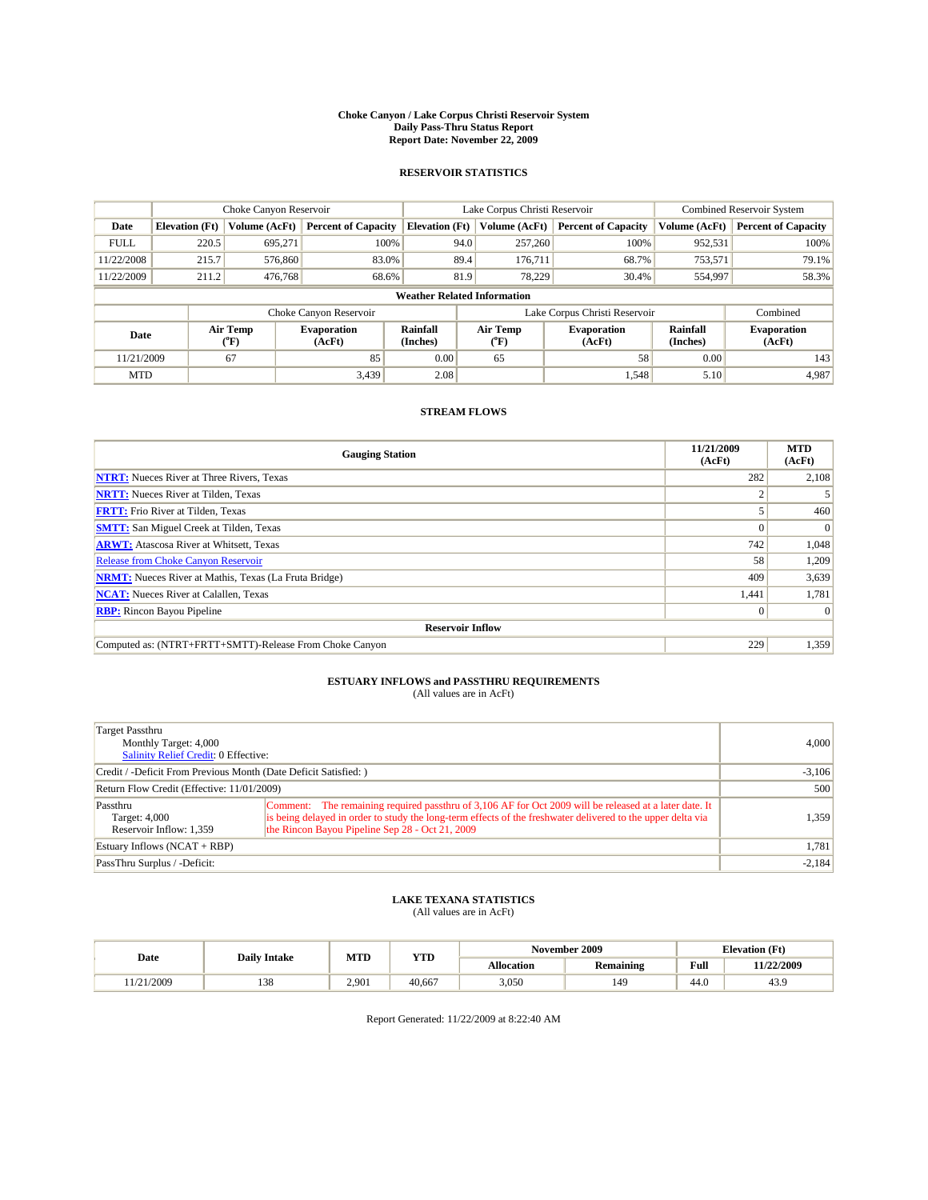**Choke Canyon / Lake Corpus Christi Reservoir System**
**Daily Pass-Thru Status Report**
**Report Date: November 22, 2009**

## RESERVOIR STATISTICS

| | Choke Canyon Reservoir | | | Lake Corpus Christi Reservoir | | | Combined Reservoir System | |
|---|---|---|---|---|---|---|---|---|
| **Date** | **Elevation (Ft)** | **Volume (AcFt)** | **Percent of Capacity** | **Elevation (Ft)** | **Volume (AcFt)** | **Percent of Capacity** | **Volume (AcFt)** | **Percent of Capacity** |
| FULL | 220.5 | 695,271 | 100% | 94.0 | 257,260 | 100% | 952,531 | 100% |
| 11/22/2008 | 215.7 | 576,860 | 83.0% | 89.4 | 176,711 | 68.7% | 753,571 | 79.1% |
| 11/22/2009 | 211.2 | 476,768 | 68.6% | 81.9 | 78,229 | 30.4% | 554,997 | 58.3% |

**Weather Related Information**

| | Choke Canyon Reservoir | | | Lake Corpus Christi Reservoir | | | Combined |
|---|---|---|---|---|---|---|---|
| **Date** | **Air Temp (°F)** | **Evaporation (AcFt)** | **Rainfall (Inches)** | **Air Temp (°F)** | **Evaporation (AcFt)** | **Rainfall (Inches)** | **Evaporation (AcFt)** |
| 11/21/2009 | 67 | 85 | 0.00 | 65 | 58 | 0.00 | 143 |
| MTD | | 3,439 | 2.08 | | 1,548 | 5.10 | 4,987 |

## STREAM FLOWS

| Gauging Station | 11/21/2009 (AcFt) | MTD (AcFt) |
|---|---|---|
| NTRT: Nueces River at Three Rivers, Texas | 282 | 2,108 |
| NRTT: Nueces River at Tilden, Texas | 2 | 5 |
| FRTT: Frio River at Tilden, Texas | 5 | 460 |
| SMTT: San Miguel Creek at Tilden, Texas | 0 | 0 |
| ARWT: Atascosa River at Whitsett, Texas | 742 | 1,048 |
| Release from Choke Canyon Reservoir | 58 | 1,209 |
| NRMT: Nueces River at Mathis, Texas (La Fruta Bridge) | 409 | 3,639 |
| NCAT: Nueces River at Calallen, Texas | 1,441 | 1,781 |
| RBP: Rincon Bayou Pipeline | 0 | 0 |
| **Reservoir Inflow** | | |
| Computed as: (NTRT+FRTT+SMTT)-Release From Choke Canyon | 229 | 1,359 |

## ESTUARY INFLOWS and PASSTHRU REQUIREMENTS
(All values are in AcFt)

| | | |
|---|---|---|
| Target Passthru<br>Monthly Target: 4,000<br>Salinity Relief Credit: 0 Effective: | | 4,000 |
| Credit / -Deficit From Previous Month (Date Deficit Satisfied: ) | | -3,106 |
| Return Flow Credit (Effective: 11/01/2009) | | 500 |
| Passthru<br>Target: 4,000<br>Reservoir Inflow: 1,359 | Comment: The remaining required passthru of 3,106 AF for Oct 2009 will be released at a later date. It is being delayed in order to study the long-term effects of the freshwater delivered to the upper delta via the Rincon Bayou Pipeline Sep 28 - Oct 21, 2009 | 1,359 |
| Estuary Inflows (NCAT + RBP) | | 1,781 |
| PassThru Surplus / -Deficit: | | -2,184 |

## LAKE TEXANA STATISTICS
(All values are in AcFt)

| Date | Daily Intake | MTD | YTD | November 2009 | | Elevation (Ft) | |
|---|---|---|---|---|---|---|---|
| | | | | **Allocation** | **Remaining** | **Full** | **11/22/2009** |
| 11/21/2009 | 138 | 2,901 | 40,667 | 3,050 | 149 | 44.0 | 43.9 |

Report Generated: 11/22/2009 at 8:22:40 AM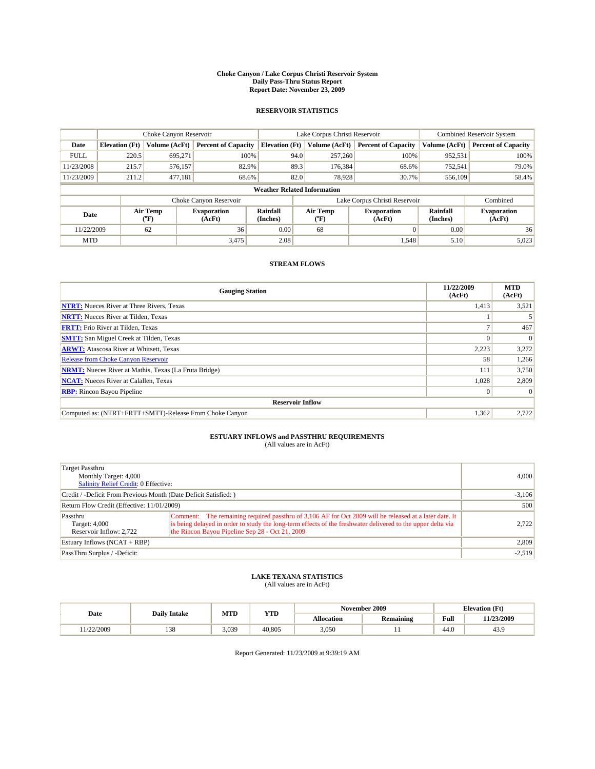# Choke Canyon / Lake Corpus Christi Reservoir System
## Daily Pass-Thru Status Report
## Report Date: November 23, 2009

### RESERVOIR STATISTICS

| | Choke Canyon Reservoir | | | Lake Corpus Christi Reservoir | | | Combined Reservoir System | |
|---|---|---|---|---|---|---|---|---|
| Date | Elevation (Ft) | Volume (AcFt) | Percent of Capacity | Elevation (Ft) | Volume (AcFt) | Percent of Capacity | Volume (AcFt) | Percent of Capacity |
| FULL | 220.5 | 695,271 | 100% | 94.0 | 257,260 | 100% | 952,531 | 100% |
| 11/23/2008 | 215.7 | 576,157 | 82.9% | 89.3 | 176,384 | 68.6% | 752,541 | 79.0% |
| 11/23/2009 | 211.2 | 477,181 | 68.6% | 82.0 | 78,928 | 30.7% | 556,109 | 58.4% |

**Weather Related Information**

| | Choke Canyon Reservoir | | | Lake Corpus Christi Reservoir | | | Combined |
|---|---|---|---|---|---|---|---|
| Date | Air Temp (°F) | Evaporation (AcFt) | Rainfall (Inches) | Air Temp (°F) | Evaporation (AcFt) | Rainfall (Inches) | Evaporation (AcFt) |
| 11/22/2009 | 62 | 36 | 0.00 | 68 | 0 | 0.00 | 36 |
| MTD | | 3,475 | 2.08 | | 1,548 | 5.10 | 5,023 |

### STREAM FLOWS

| Gauging Station | 11/22/2009 (AcFt) | MTD (AcFt) |
|---|---|---|
| NTRT: Nueces River at Three Rivers, Texas | 1,413 | 3,521 |
| NRTT: Nueces River at Tilden, Texas | 1 | 5 |
| FRTT: Frio River at Tilden, Texas | 7 | 467 |
| SMTT: San Miguel Creek at Tilden, Texas | 0 | 0 |
| ARWT: Atascosa River at Whitsett, Texas | 2,223 | 3,272 |
| Release from Choke Canyon Reservoir | 58 | 1,266 |
| NRMT: Nueces River at Mathis, Texas (La Fruta Bridge) | 111 | 3,750 |
| NCAT: Nueces River at Calallen, Texas | 1,028 | 2,809 |
| RBP: Rincon Bayou Pipeline | 0 | 0 |
| **Reservoir Inflow** | | |
| Computed as: (NTRT+FRTT+SMTT)-Release From Choke Canyon | 1,362 | 2,722 |

### ESTUARY INFLOWS and PASSTHRU REQUIREMENTS
(All values are in AcFt)

| | | |
|---|---|---|
| Target Passthru<br>Monthly Target: 4,000<br>Salinity Relief Credit: 0 Effective: | | 4,000 |
| Credit / -Deficit From Previous Month (Date Deficit Satisfied: ) | | -3,106 |
| Return Flow Credit (Effective: 11/01/2009) | | 500 |
| Passthru<br>Target: 4,000<br>Reservoir Inflow: 2,722 | Comment: The remaining required passthru of 3,106 AF for Oct 2009 will be released at a later date. It is being delayed in order to study the long-term effects of the freshwater delivered to the upper delta via the Rincon Bayou Pipeline Sep 28 - Oct 21, 2009 | 2,722 |
| Estuary Inflows (NCAT + RBP) | | 2,809 |
| PassThru Surplus / -Deficit: | | -2,519 |

### LAKE TEXANA STATISTICS
(All values are in AcFt)

| Date | Daily Intake | MTD | YTD | November 2009 | | Elevation (Ft) | |
|---|---|---|---|---|---|---|---|
| | | | | Allocation | Remaining | Full | 11/23/2009 |
| 11/22/2009 | 138 | 3,039 | 40,805 | 3,050 | 11 | 44.0 | 43.9 |

Report Generated: 11/23/2009 at 9:39:19 AM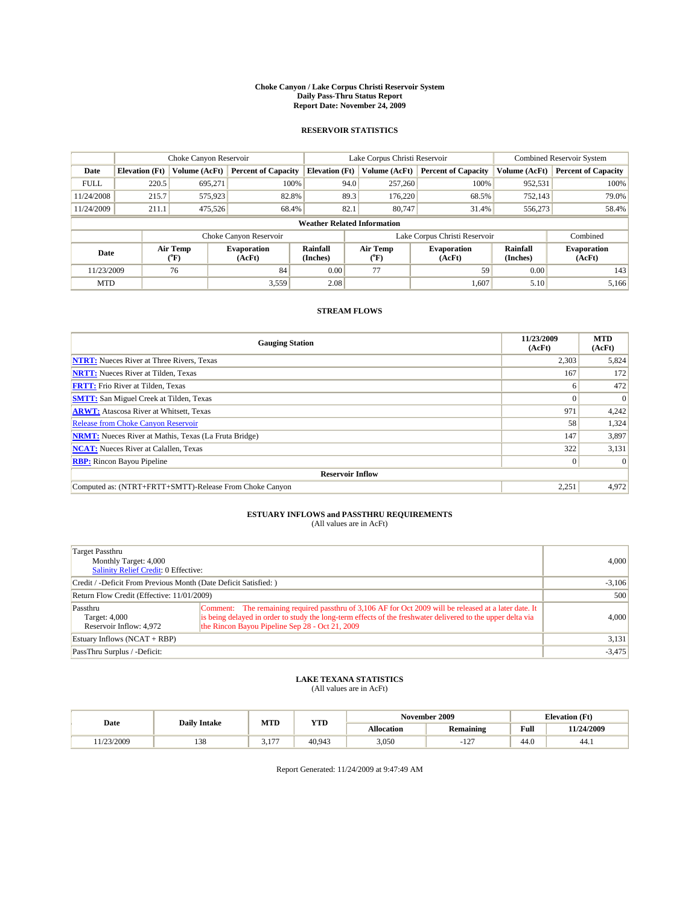**Choke Canyon / Lake Corpus Christi Reservoir System**
**Daily Pass-Thru Status Report**
**Report Date: November 24, 2009**

## RESERVOIR STATISTICS

| | Choke Canyon Reservoir | | | Lake Corpus Christi Reservoir | | | Combined Reservoir System | |
|---|---|---|---|---|---|---|---|---|
| **Date** | **Elevation (Ft)** | **Volume (AcFt)** | **Percent of Capacity** | **Elevation (Ft)** | **Volume (AcFt)** | **Percent of Capacity** | **Volume (AcFt)** | **Percent of Capacity** |
| FULL | 220.5 | 695,271 | 100% | 94.0 | 257,260 | 100% | 952,531 | 100% |
| 11/24/2008 | 215.7 | 575,923 | 82.8% | 89.3 | 176,220 | 68.5% | 752,143 | 79.0% |
| 11/24/2009 | 211.1 | 475,526 | 68.4% | 82.1 | 80,747 | 31.4% | 556,273 | 58.4% |

**Weather Related Information**

| | Choke Canyon Reservoir | | | Lake Corpus Christi Reservoir | | | Combined |
|---|---|---|---|---|---|---|---|
| **Date** | **Air Temp (°F)** | **Evaporation (AcFt)** | **Rainfall (Inches)** | **Air Temp (°F)** | **Evaporation (AcFt)** | **Rainfall (Inches)** | **Evaporation (AcFt)** |
| 11/23/2009 | 76 | 84 | 0.00 | 77 | 59 | 0.00 | 143 |
| MTD | | 3,559 | 2.08 | | 1,607 | 5.10 | 5,166 |

## STREAM FLOWS

| Gauging Station | 11/23/2009 (AcFt) | MTD (AcFt) |
|---|---|---|
| **NTRT:** Nueces River at Three Rivers, Texas | 2,303 | 5,824 |
| **NRTT:** Nueces River at Tilden, Texas | 167 | 172 |
| **FRTT:** Frio River at Tilden, Texas | 6 | 472 |
| **SMTT:** San Miguel Creek at Tilden, Texas | 0 | 0 |
| **ARWT:** Atascosa River at Whitsett, Texas | 971 | 4,242 |
| Release from Choke Canyon Reservoir | 58 | 1,324 |
| **NRMT:** Nueces River at Mathis, Texas (La Fruta Bridge) | 147 | 3,897 |
| **NCAT:** Nueces River at Calallen, Texas | 322 | 3,131 |
| **RBP:** Rincon Bayou Pipeline | 0 | 0 |
| **Reservoir Inflow** | | |
| Computed as: (NTRT+FRTT+SMTT)-Release From Choke Canyon | 2,251 | 4,972 |

## ESTUARY INFLOWS and PASSTHRU REQUIREMENTS
(All values are in AcFt)

| | | |
|---|---|---|
| Target Passthru<br>Monthly Target: 4,000<br>Salinity Relief Credit: 0 Effective: | | 4,000 |
| Credit / -Deficit From Previous Month (Date Deficit Satisfied: ) | | -3,106 |
| Return Flow Credit (Effective: 11/01/2009) | | 500 |
| Passthru<br>Target: 4,000<br>Reservoir Inflow: 4,972 | Comment: The remaining required passthru of 3,106 AF for Oct 2009 will be released at a later date. It is being delayed in order to study the long-term effects of the freshwater delivered to the upper delta via the Rincon Bayou Pipeline Sep 28 - Oct 21, 2009 | 4,000 |
| Estuary Inflows (NCAT + RBP) | | 3,131 |
| PassThru Surplus / -Deficit: | | -3,475 |

## LAKE TEXANA STATISTICS
(All values are in AcFt)

| Date | Daily Intake | MTD | YTD | November 2009 | | Elevation (Ft) | |
|---|---|---|---|---|---|---|---|
| | | | | **Allocation** | **Remaining** | **Full** | **11/24/2009** |
| 11/23/2009 | 138 | 3,177 | 40,943 | 3,050 | -127 | 44.0 | 44.1 |

Report Generated: 11/24/2009 at 9:47:49 AM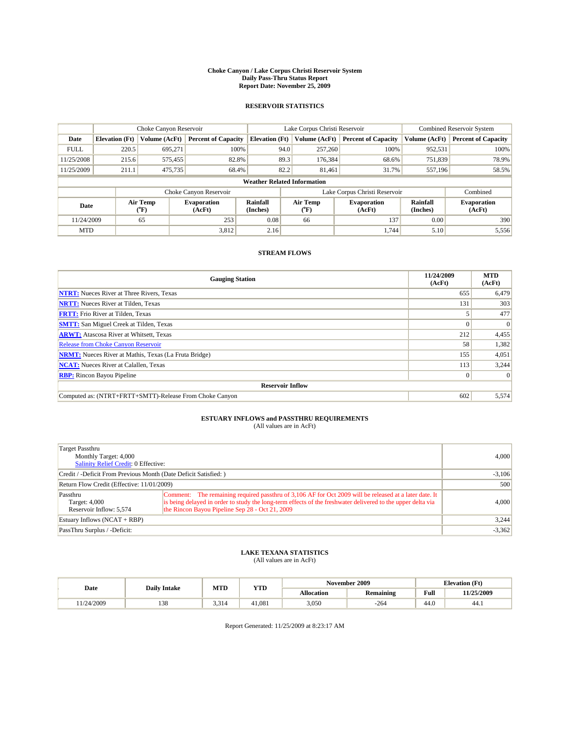# Choke Canyon / Lake Corpus Christi Reservoir System
## Daily Pass-Thru Status Report
### Report Date: November 25, 2009

## RESERVOIR STATISTICS

| | Choke Canyon Reservoir | | | Lake Corpus Christi Reservoir | | | Combined Reservoir System | |
|---|---|---|---|---|---|---|---|---|
| Date | Elevation (Ft) | Volume (AcFt) | Percent of Capacity | Elevation (Ft) | Volume (AcFt) | Percent of Capacity | Volume (AcFt) | Percent of Capacity |
| FULL | 220.5 | 695,271 | 100% | 94.0 | 257,260 | 100% | 952,531 | 100% |
| 11/25/2008 | 215.6 | 575,455 | 82.8% | 89.3 | 176,384 | 68.6% | 751,839 | 78.9% |
| 11/25/2009 | 211.1 | 475,735 | 68.4% | 82.2 | 81,461 | 31.7% | 557,196 | 58.5% |

**Weather Related Information**

| | Choke Canyon Reservoir | | | Lake Corpus Christi Reservoir | | | Combined |
|---|---|---|---|---|---|---|---|
| Date | Air Temp (°F) | Evaporation (AcFt) | Rainfall (Inches) | Air Temp (°F) | Evaporation (AcFt) | Rainfall (Inches) | Evaporation (AcFt) |
| 11/24/2009 | 65 | 253 | 0.08 | 66 | 137 | 0.00 | 390 |
| MTD | | 3,812 | 2.16 | | 1,744 | 5.10 | 5,556 |

## STREAM FLOWS

| Gauging Station | 11/24/2009 (AcFt) | MTD (AcFt) |
|---|---|---|
| NTRT: Nueces River at Three Rivers, Texas | 655 | 6,479 |
| NRTT: Nueces River at Tilden, Texas | 131 | 303 |
| FRTT: Frio River at Tilden, Texas | 5 | 477 |
| SMTT: San Miguel Creek at Tilden, Texas | 0 | 0 |
| ARWT: Atascosa River at Whitsett, Texas | 212 | 4,455 |
| Release from Choke Canyon Reservoir | 58 | 1,382 |
| NRMT: Nueces River at Mathis, Texas (La Fruta Bridge) | 155 | 4,051 |
| NCAT: Nueces River at Calallen, Texas | 113 | 3,244 |
| RBP: Rincon Bayou Pipeline | 0 | 0 |
| **Reservoir Inflow** | | |
| Computed as: (NTRT+FRTT+SMTT)-Release From Choke Canyon | 602 | 5,574 |

## ESTUARY INFLOWS and PASSTHRU REQUIREMENTS
(All values are in AcFt)

| | | |
|---|---|---|
| Target Passthru<br>Monthly Target: 4,000<br>Salinity Relief Credit: 0 Effective: | | 4,000 |
| Credit / -Deficit From Previous Month (Date Deficit Satisfied: ) | | -3,106 |
| Return Flow Credit (Effective: 11/01/2009) | | 500 |
| Passthru<br>Target: 4,000<br>Reservoir Inflow: 5,574 | Comment: The remaining required passthru of 3,106 AF for Oct 2009 will be released at a later date. It is being delayed in order to study the long-term effects of the freshwater delivered to the upper delta via the Rincon Bayou Pipeline Sep 28 - Oct 21, 2009 | 4,000 |
| Estuary Inflows (NCAT + RBP) | | 3,244 |
| PassThru Surplus / -Deficit: | | -3,362 |

## LAKE TEXANA STATISTICS
(All values are in AcFt)

| Date | Daily Intake | MTD | YTD | November 2009 | | Elevation (Ft) | |
|---|---|---|---|---|---|---|---|
| | | | | Allocation | Remaining | Full | 11/25/2009 |
| 11/24/2009 | 138 | 3,314 | 41,081 | 3,050 | -264 | 44.0 | 44.1 |

Report Generated: 11/25/2009 at 8:23:17 AM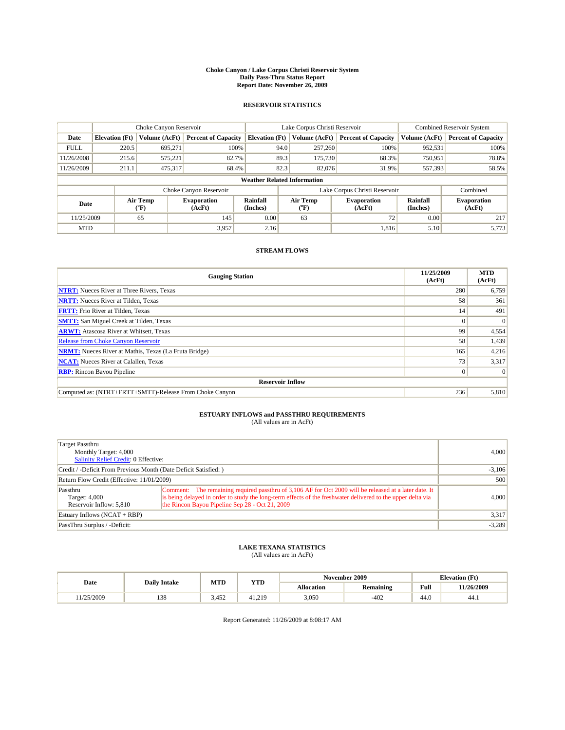# Choke Canyon / Lake Corpus Christi Reservoir System
## Daily Pass-Thru Status Report
## Report Date: November 26, 2009

### RESERVOIR STATISTICS

| | Choke Canyon Reservoir | | | Lake Corpus Christi Reservoir | | | Combined Reservoir System | |
|---|---|---|---|---|---|---|---|---|
| Date | Elevation (Ft) | Volume (AcFt) | Percent of Capacity | Elevation (Ft) | Volume (AcFt) | Percent of Capacity | Volume (AcFt) | Percent of Capacity |
| FULL | 220.5 | 695,271 | 100% | 94.0 | 257,260 | 100% | 952,531 | 100% |
| 11/26/2008 | 215.6 | 575,221 | 82.7% | 89.3 | 175,730 | 68.3% | 750,951 | 78.8% |
| 11/26/2009 | 211.1 | 475,317 | 68.4% | 82.3 | 82,076 | 31.9% | 557,393 | 58.5% |

**Weather Related Information**

| | Choke Canyon Reservoir | | | Lake Corpus Christi Reservoir | | | Combined |
|---|---|---|---|---|---|---|---|
| Date | Air Temp (°F) | Evaporation (AcFt) | Rainfall (Inches) | Air Temp (°F) | Evaporation (AcFt) | Rainfall (Inches) | Evaporation (AcFt) |
| 11/25/2009 | 65 | 145 | 0.00 | 63 | 72 | 0.00 | 217 |
| MTD | | 3,957 | 2.16 | | 1,816 | 5.10 | 5,773 |

### STREAM FLOWS

| Gauging Station | 11/25/2009 (AcFt) | MTD (AcFt) |
|---|---|---|
| NTRT: Nueces River at Three Rivers, Texas | 280 | 6,759 |
| NRTT: Nueces River at Tilden, Texas | 58 | 361 |
| FRTT: Frio River at Tilden, Texas | 14 | 491 |
| SMTT: San Miguel Creek at Tilden, Texas | 0 | 0 |
| ARWT: Atascosa River at Whitsett, Texas | 99 | 4,554 |
| Release from Choke Canyon Reservoir | 58 | 1,439 |
| NRMT: Nueces River at Mathis, Texas (La Fruta Bridge) | 165 | 4,216 |
| NCAT: Nueces River at Calallen, Texas | 73 | 3,317 |
| RBP: Rincon Bayou Pipeline | 0 | 0 |
| **Reservoir Inflow** | | |
| Computed as: (NTRT+FRTT+SMTT)-Release From Choke Canyon | 236 | 5,810 |

### ESTUARY INFLOWS and PASSTHRU REQUIREMENTS
(All values are in AcFt)

| | | |
|---|---|---|
| Target Passthru<br>Monthly Target: 4,000<br>Salinity Relief Credit: 0 Effective: | | 4,000 |
| Credit / -Deficit From Previous Month (Date Deficit Satisfied: ) | | -3,106 |
| Return Flow Credit (Effective: 11/01/2009) | | 500 |
| Passthru<br>Target: 4,000<br>Reservoir Inflow: 5,810 | Comment: The remaining required passthru of 3,106 AF for Oct 2009 will be released at a later date. It is being delayed in order to study the long-term effects of the freshwater delivered to the upper delta via the Rincon Bayou Pipeline Sep 28 - Oct 21, 2009 | 4,000 |
| Estuary Inflows (NCAT + RBP) | | 3,317 |
| PassThru Surplus / -Deficit: | | -3,289 |

### LAKE TEXANA STATISTICS
(All values are in AcFt)

| Date | Daily Intake | MTD | YTD | November 2009 | | Elevation (Ft) | |
|---|---|---|---|---|---|---|---|
| | | | | Allocation | Remaining | Full | 11/26/2009 |
| 11/25/2009 | 138 | 3,452 | 41,219 | 3,050 | -402 | 44.0 | 44.1 |

Report Generated: 11/26/2009 at 8:08:17 AM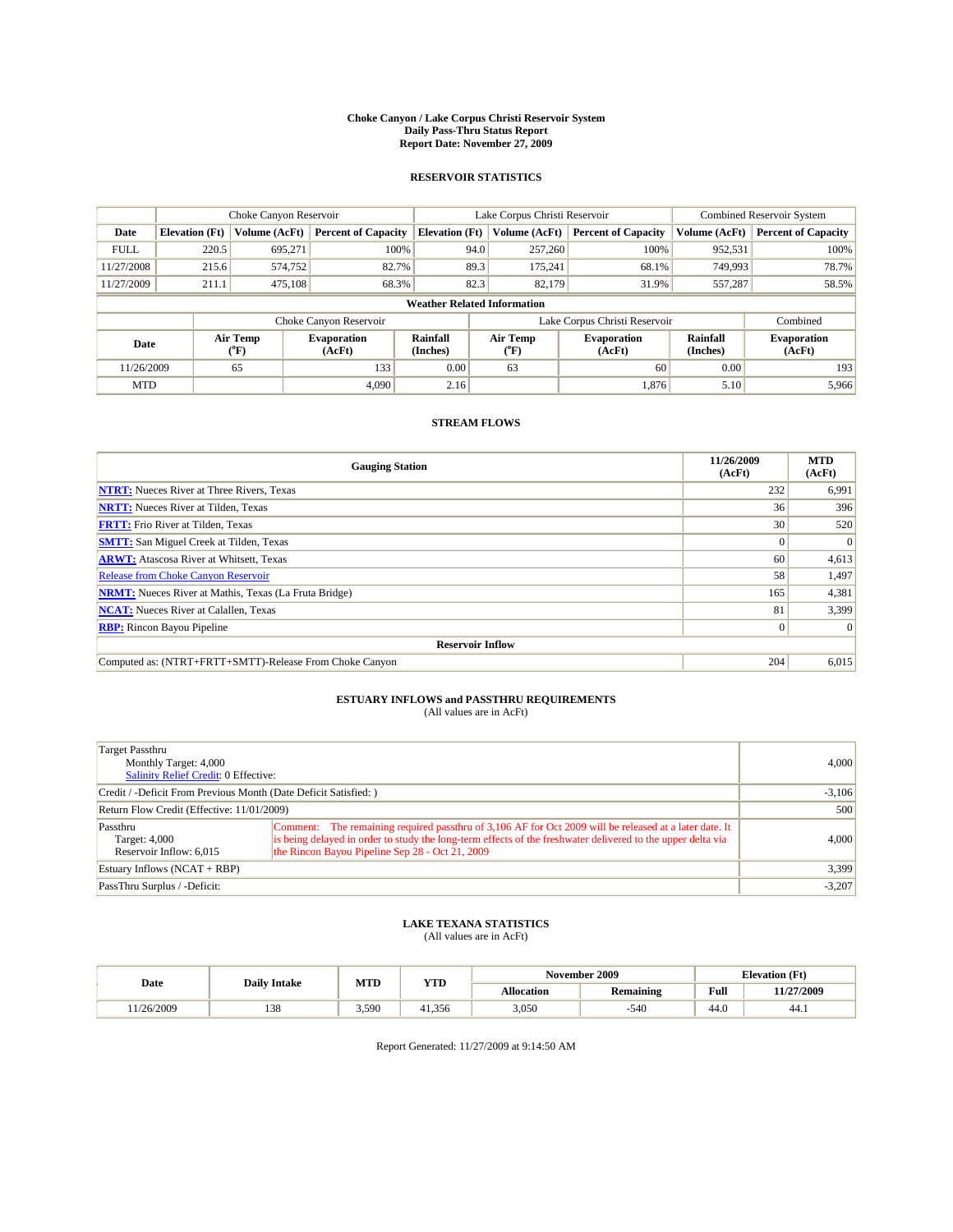# Choke Canyon / Lake Corpus Christi Reservoir System
## Daily Pass-Thru Status Report
### Report Date: November 27, 2009

## RESERVOIR STATISTICS

| | Choke Canyon Reservoir | | | Lake Corpus Christi Reservoir | | | Combined Reservoir System | |
|---|---|---|---|---|---|---|---|---|
| Date | Elevation (Ft) | Volume (AcFt) | Percent of Capacity | Elevation (Ft) | Volume (AcFt) | Percent of Capacity | Volume (AcFt) | Percent of Capacity |
| FULL | 220.5 | 695,271 | 100% | 94.0 | 257,260 | 100% | 952,531 | 100% |
| 11/27/2008 | 215.6 | 574,752 | 82.7% | 89.3 | 175,241 | 68.1% | 749,993 | 78.7% |
| 11/27/2009 | 211.1 | 475,108 | 68.3% | 82.3 | 82,179 | 31.9% | 557,287 | 58.5% |

**Weather Related Information**

| | Choke Canyon Reservoir | | | Lake Corpus Christi Reservoir | | | Combined |
|---|---|---|---|---|---|---|---|
| Date | Air Temp (°F) | Evaporation (AcFt) | Rainfall (Inches) | Air Temp (°F) | Evaporation (AcFt) | Rainfall (Inches) | Evaporation (AcFt) |
| 11/26/2009 | 65 | 133 | 0.00 | 63 | 60 | 0.00 | 193 |
| MTD | | 4,090 | 2.16 | | 1,876 | 5.10 | 5,966 |

## STREAM FLOWS

| Gauging Station | 11/26/2009 (AcFt) | MTD (AcFt) |
|---|---|---|
| NTRT: Nueces River at Three Rivers, Texas | 232 | 6,991 |
| NRTT: Nueces River at Tilden, Texas | 36 | 396 |
| FRTT: Frio River at Tilden, Texas | 30 | 520 |
| SMTT: San Miguel Creek at Tilden, Texas | 0 | 0 |
| ARWT: Atascosa River at Whitsett, Texas | 60 | 4,613 |
| Release from Choke Canyon Reservoir | 58 | 1,497 |
| NRMT: Nueces River at Mathis, Texas (La Fruta Bridge) | 165 | 4,381 |
| NCAT: Nueces River at Calallen, Texas | 81 | 3,399 |
| RBP: Rincon Bayou Pipeline | 0 | 0 |
| **Reservoir Inflow** | | |
| Computed as: (NTRT+FRTT+SMTT)-Release From Choke Canyon | 204 | 6,015 |

## ESTUARY INFLOWS and PASSTHRU REQUIREMENTS
(All values are in AcFt)

| | | |
|---|---|---|
| Target Passthru<br>Monthly Target: 4,000<br>Salinity Relief Credit: 0 Effective: | | 4,000 |
| Credit / -Deficit From Previous Month (Date Deficit Satisfied: ) | | -3,106 |
| Return Flow Credit (Effective: 11/01/2009) | | 500 |
| Passthru<br>Target: 4,000<br>Reservoir Inflow: 6,015 | Comment: The remaining required passthru of 3,106 AF for Oct 2009 will be released at a later date. It is being delayed in order to study the long-term effects of the freshwater delivered to the upper delta via the Rincon Bayou Pipeline Sep 28 - Oct 21, 2009 | 4,000 |
| Estuary Inflows (NCAT + RBP) | | 3,399 |
| PassThru Surplus / -Deficit: | | -3,207 |

## LAKE TEXANA STATISTICS
(All values are in AcFt)

| Date | Daily Intake | MTD | YTD | November 2009 | | Elevation (Ft) | |
|---|---|---|---|---|---|---|---|
| | | | | Allocation | Remaining | Full | 11/27/2009 |
| 11/26/2009 | 138 | 3,590 | 41,356 | 3,050 | -540 | 44.0 | 44.1 |

Report Generated: 11/27/2009 at 9:14:50 AM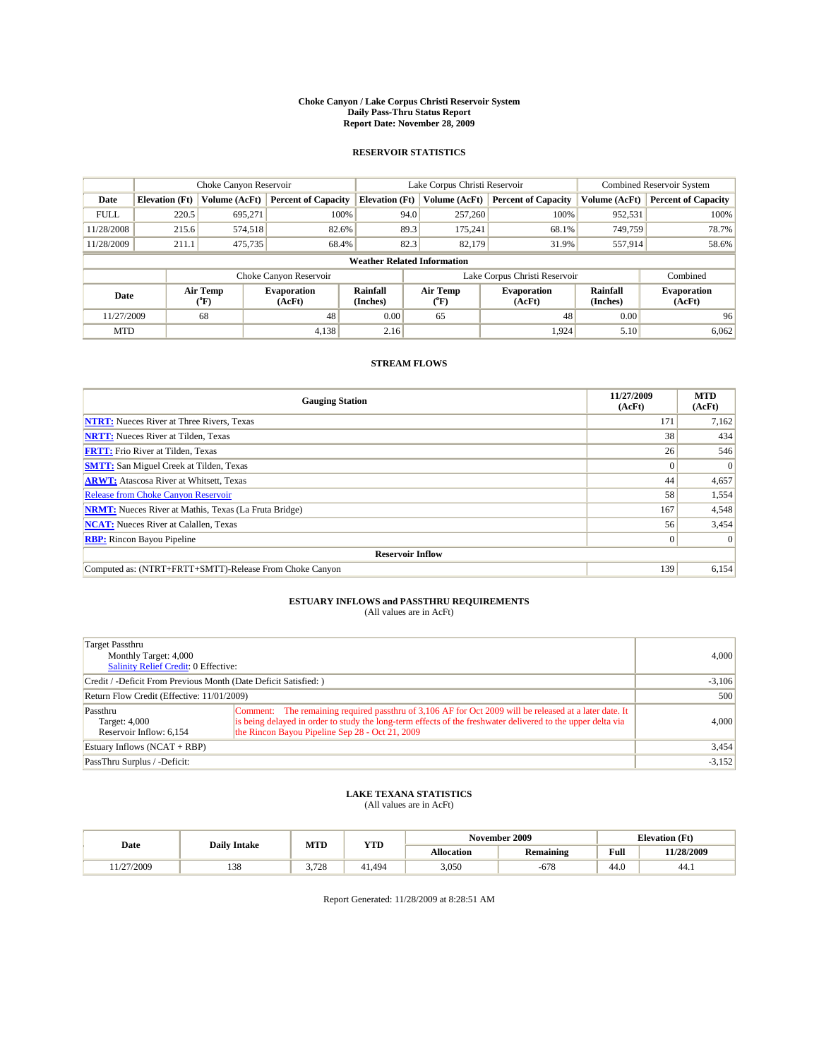# Choke Canyon / Lake Corpus Christi Reservoir System
## Daily Pass-Thru Status Report
### Report Date: November 28, 2009

## RESERVOIR STATISTICS

| | Choke Canyon Reservoir | | | Lake Corpus Christi Reservoir | | | Combined Reservoir System | |
|---|---|---|---|---|---|---|---|---|
| Date | Elevation (Ft) | Volume (AcFt) | Percent of Capacity | Elevation (Ft) | Volume (AcFt) | Percent of Capacity | Volume (AcFt) | Percent of Capacity |
| FULL | 220.5 | 695,271 | 100% | 94.0 | 257,260 | 100% | 952,531 | 100% |
| 11/28/2008 | 215.6 | 574,518 | 82.6% | 89.3 | 175,241 | 68.1% | 749,759 | 78.7% |
| 11/28/2009 | 211.1 | 475,735 | 68.4% | 82.3 | 82,179 | 31.9% | 557,914 | 58.6% |

**Weather Related Information**

| | Choke Canyon Reservoir | | | Lake Corpus Christi Reservoir | | | Combined |
|---|---|---|---|---|---|---|---|
| Date | Air Temp (°F) | Evaporation (AcFt) | Rainfall (Inches) | Air Temp (°F) | Evaporation (AcFt) | Rainfall (Inches) | Evaporation (AcFt) |
| 11/27/2009 | 68 | 48 | 0.00 | 65 | 48 | 0.00 | 96 |
| MTD | | 4,138 | 2.16 | | 1,924 | 5.10 | 6,062 |

## STREAM FLOWS

| Gauging Station | 11/27/2009 (AcFt) | MTD (AcFt) |
|---|---|---|
| NTRT: Nueces River at Three Rivers, Texas | 171 | 7,162 |
| NRTT: Nueces River at Tilden, Texas | 38 | 434 |
| FRTT: Frio River at Tilden, Texas | 26 | 546 |
| SMTT: San Miguel Creek at Tilden, Texas | 0 | 0 |
| ARWT: Atascosa River at Whitsett, Texas | 44 | 4,657 |
| Release from Choke Canyon Reservoir | 58 | 1,554 |
| NRMT: Nueces River at Mathis, Texas (La Fruta Bridge) | 167 | 4,548 |
| NCAT: Nueces River at Calallen, Texas | 56 | 3,454 |
| RBP: Rincon Bayou Pipeline | 0 | 0 |
| **Reservoir Inflow** | | |
| Computed as: (NTRT+FRTT+SMTT)-Release From Choke Canyon | 139 | 6,154 |

## ESTUARY INFLOWS and PASSTHRU REQUIREMENTS
(All values are in AcFt)

| | | |
|---|---|---|
| Target Passthru<br>Monthly Target: 4,000<br>Salinity Relief Credit: 0 Effective: | | 4,000 |
| Credit / -Deficit From Previous Month (Date Deficit Satisfied: ) | | -3,106 |
| Return Flow Credit (Effective: 11/01/2009) | | 500 |
| Passthru<br>Target: 4,000<br>Reservoir Inflow: 6,154 | Comment: The remaining required passthru of 3,106 AF for Oct 2009 will be released at a later date. It is being delayed in order to study the long-term effects of the freshwater delivered to the upper delta via the Rincon Bayou Pipeline Sep 28 - Oct 21, 2009 | 4,000 |
| Estuary Inflows (NCAT + RBP) | | 3,454 |
| PassThru Surplus / -Deficit: | | -3,152 |

## LAKE TEXANA STATISTICS
(All values are in AcFt)

| Date | Daily Intake | MTD | YTD | November 2009 | | Elevation (Ft) | |
|---|---|---|---|---|---|---|---|
| | | | | Allocation | Remaining | Full | 11/28/2009 |
| 11/27/2009 | 138 | 3,728 | 41,494 | 3,050 | -678 | 44.0 | 44.1 |

Report Generated: 11/28/2009 at 8:28:51 AM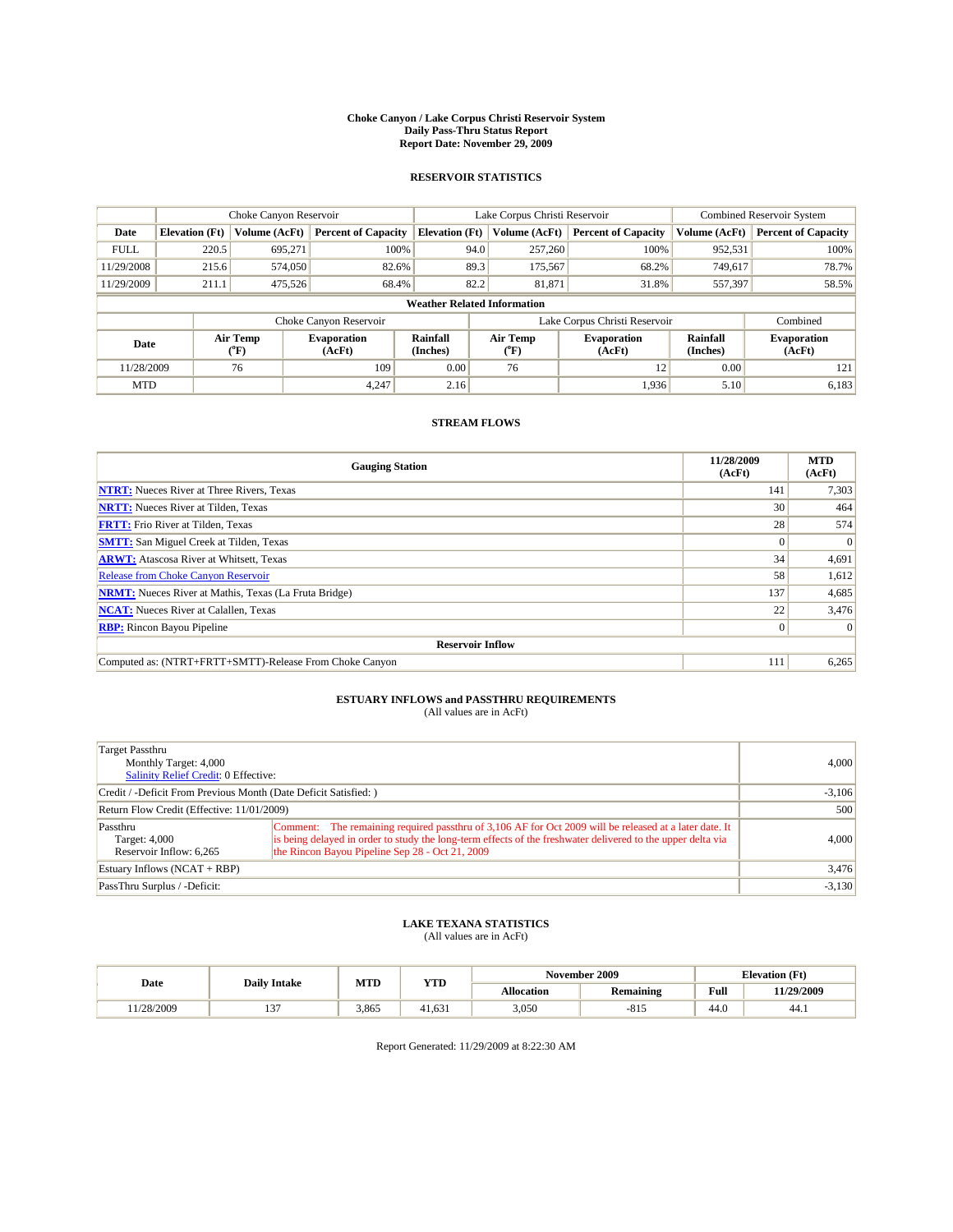# Choke Canyon / Lake Corpus Christi Reservoir System
## Daily Pass-Thru Status Report
### Report Date: November 29, 2009

## RESERVOIR STATISTICS

| | Choke Canyon Reservoir | | | Lake Corpus Christi Reservoir | | | Combined Reservoir System | |
|---|---|---|---|---|---|---|---|---|
| Date | Elevation (Ft) | Volume (AcFt) | Percent of Capacity | Elevation (Ft) | Volume (AcFt) | Percent of Capacity | Volume (AcFt) | Percent of Capacity |
| FULL | 220.5 | 695,271 | 100% | 94.0 | 257,260 | 100% | 952,531 | 100% |
| 11/29/2008 | 215.6 | 574,050 | 82.6% | 89.3 | 175,567 | 68.2% | 749,617 | 78.7% |
| 11/29/2009 | 211.1 | 475,526 | 68.4% | 82.2 | 81,871 | 31.8% | 557,397 | 58.5% |

**Weather Related Information**

| | Choke Canyon Reservoir | | | Lake Corpus Christi Reservoir | | | Combined |
|---|---|---|---|---|---|---|---|
| Date | Air Temp (°F) | Evaporation (AcFt) | Rainfall (Inches) | Air Temp (°F) | Evaporation (AcFt) | Rainfall (Inches) | Evaporation (AcFt) |
| 11/28/2009 | 76 | 109 | 0.00 | 76 | 12 | 0.00 | 121 |
| MTD | | 4,247 | 2.16 | | 1,936 | 5.10 | 6,183 |

## STREAM FLOWS

| Gauging Station | 11/28/2009 (AcFt) | MTD (AcFt) |
|---|---|---|
| NTRT: Nueces River at Three Rivers, Texas | 141 | 7,303 |
| NRTT: Nueces River at Tilden, Texas | 30 | 464 |
| FRTT: Frio River at Tilden, Texas | 28 | 574 |
| SMTT: San Miguel Creek at Tilden, Texas | 0 | 0 |
| ARWT: Atascosa River at Whitsett, Texas | 34 | 4,691 |
| Release from Choke Canyon Reservoir | 58 | 1,612 |
| NRMT: Nueces River at Mathis, Texas (La Fruta Bridge) | 137 | 4,685 |
| NCAT: Nueces River at Calallen, Texas | 22 | 3,476 |
| RBP: Rincon Bayou Pipeline | 0 | 0 |
| **Reservoir Inflow** | | |
| Computed as: (NTRT+FRTT+SMTT)-Release From Choke Canyon | 111 | 6,265 |

## ESTUARY INFLOWS and PASSTHRU REQUIREMENTS
(All values are in AcFt)

| | | |
|---|---|---|
| Target Passthru<br>Monthly Target: 4,000<br>Salinity Relief Credit: 0 Effective: | | 4,000 |
| Credit / -Deficit From Previous Month (Date Deficit Satisfied: ) | | -3,106 |
| Return Flow Credit (Effective: 11/01/2009) | | 500 |
| Passthru<br>Target: 4,000<br>Reservoir Inflow: 6,265 | Comment: The remaining required passthru of 3,106 AF for Oct 2009 will be released at a later date. It is being delayed in order to study the long-term effects of the freshwater delivered to the upper delta via the Rincon Bayou Pipeline Sep 28 - Oct 21, 2009 | 4,000 |
| Estuary Inflows (NCAT + RBP) | | 3,476 |
| PassThru Surplus / -Deficit: | | -3,130 |

## LAKE TEXANA STATISTICS
(All values are in AcFt)

| Date | Daily Intake | MTD | YTD | November 2009 | | Elevation (Ft) | |
|---|---|---|---|---|---|---|---|
| | | | | Allocation | Remaining | Full | 11/29/2009 |
| 11/28/2009 | 137 | 3,865 | 41,631 | 3,050 | -815 | 44.0 | 44.1 |

Report Generated: 11/29/2009 at 8:22:30 AM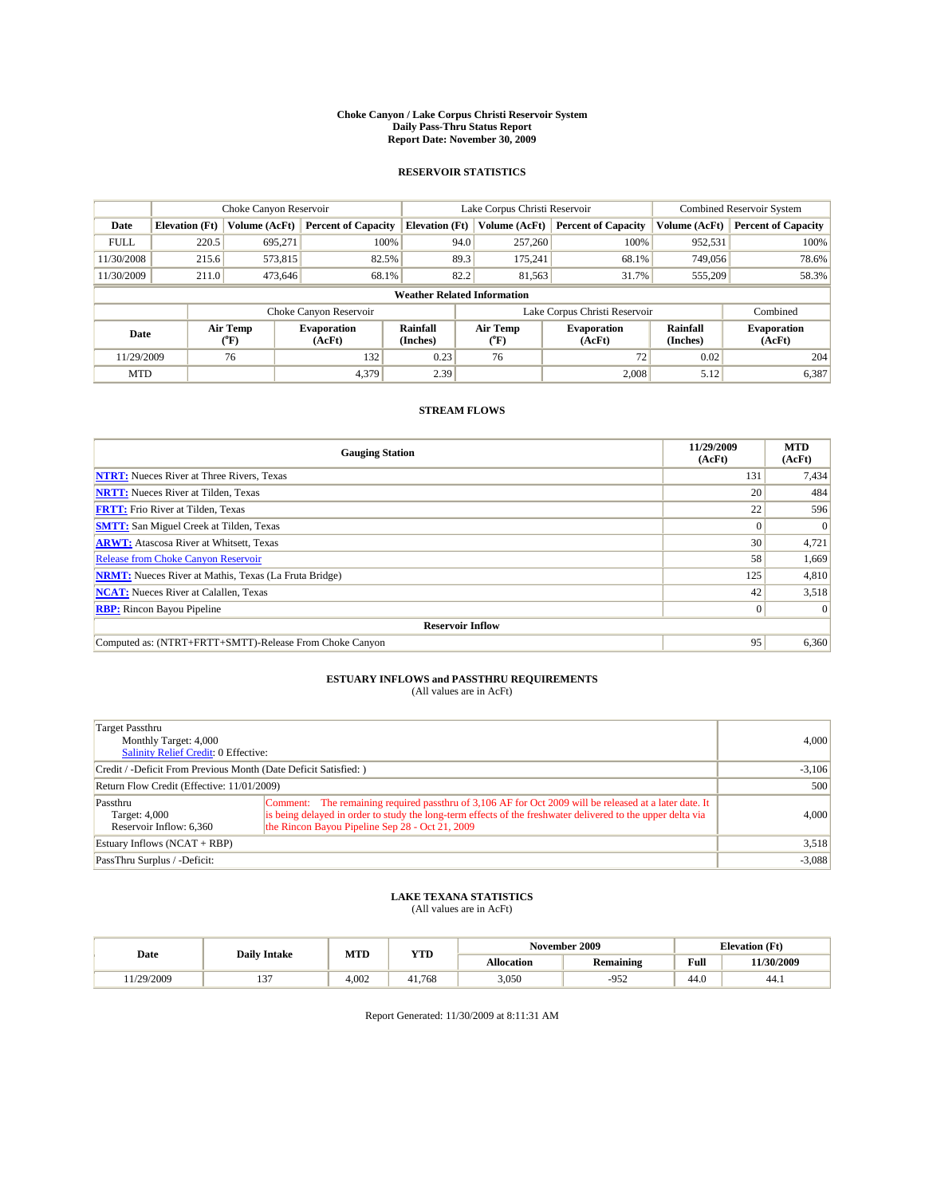# Choke Canyon / Lake Corpus Christi Reservoir System
## Daily Pass-Thru Status Report
### Report Date: November 30, 2009

## RESERVOIR STATISTICS

| | Choke Canyon Reservoir | | | Lake Corpus Christi Reservoir | | | Combined Reservoir System | |
|---|---|---|---|---|---|---|---|---|
| Date | Elevation (Ft) | Volume (AcFt) | Percent of Capacity | Elevation (Ft) | Volume (AcFt) | Percent of Capacity | Volume (AcFt) | Percent of Capacity |
| FULL | 220.5 | 695,271 | 100% | 94.0 | 257,260 | 100% | 952,531 | 100% |
| 11/30/2008 | 215.6 | 573,815 | 82.5% | 89.3 | 175,241 | 68.1% | 749,056 | 78.6% |
| 11/30/2009 | 211.0 | 473,646 | 68.1% | 82.2 | 81,563 | 31.7% | 555,209 | 58.3% |

**Weather Related Information**

| | Choke Canyon Reservoir | | | Lake Corpus Christi Reservoir | | | Combined |
|---|---|---|---|---|---|---|---|
| Date | Air Temp (°F) | Evaporation (AcFt) | Rainfall (Inches) | Air Temp (°F) | Evaporation (AcFt) | Rainfall (Inches) | Evaporation (AcFt) |
| 11/29/2009 | 76 | 132 | 0.23 | 76 | 72 | 0.02 | 204 |
| MTD | | 4,379 | 2.39 | | 2,008 | 5.12 | 6,387 |

## STREAM FLOWS

| Gauging Station | 11/29/2009 (AcFt) | MTD (AcFt) |
|---|---|---|
| NTRT: Nueces River at Three Rivers, Texas | 131 | 7,434 |
| NRTT: Nueces River at Tilden, Texas | 20 | 484 |
| FRTT: Frio River at Tilden, Texas | 22 | 596 |
| SMTT: San Miguel Creek at Tilden, Texas | 0 | 0 |
| ARWT: Atascosa River at Whitsett, Texas | 30 | 4,721 |
| Release from Choke Canyon Reservoir | 58 | 1,669 |
| NRMT: Nueces River at Mathis, Texas (La Fruta Bridge) | 125 | 4,810 |
| NCAT: Nueces River at Calallen, Texas | 42 | 3,518 |
| RBP: Rincon Bayou Pipeline | 0 | 0 |
| **Reservoir Inflow** | | |
| Computed as: (NTRT+FRTT+SMTT)-Release From Choke Canyon | 95 | 6,360 |

## ESTUARY INFLOWS and PASSTHRU REQUIREMENTS
(All values are in AcFt)

| | | |
|---|---|---|
| Target Passthru<br>Monthly Target: 4,000<br>Salinity Relief Credit: 0 Effective: | | 4,000 |
| Credit / -Deficit From Previous Month (Date Deficit Satisfied: ) | | -3,106 |
| Return Flow Credit (Effective: 11/01/2009) | | 500 |
| Passthru<br>Target: 4,000<br>Reservoir Inflow: 6,360 | Comment: The remaining required passthru of 3,106 AF for Oct 2009 will be released at a later date. It is being delayed in order to study the long-term effects of the freshwater delivered to the upper delta via the Rincon Bayou Pipeline Sep 28 - Oct 21, 2009 | 4,000 |
| Estuary Inflows (NCAT + RBP) | | 3,518 |
| PassThru Surplus / -Deficit: | | -3,088 |

## LAKE TEXANA STATISTICS
(All values are in AcFt)

| Date | Daily Intake | MTD | YTD | November 2009 | | Elevation (Ft) | |
|---|---|---|---|---|---|---|---|
| | | | | Allocation | Remaining | Full | 11/30/2009 |
| 11/29/2009 | 137 | 4,002 | 41,768 | 3,050 | -952 | 44.0 | 44.1 |

Report Generated: 11/30/2009 at 8:11:31 AM